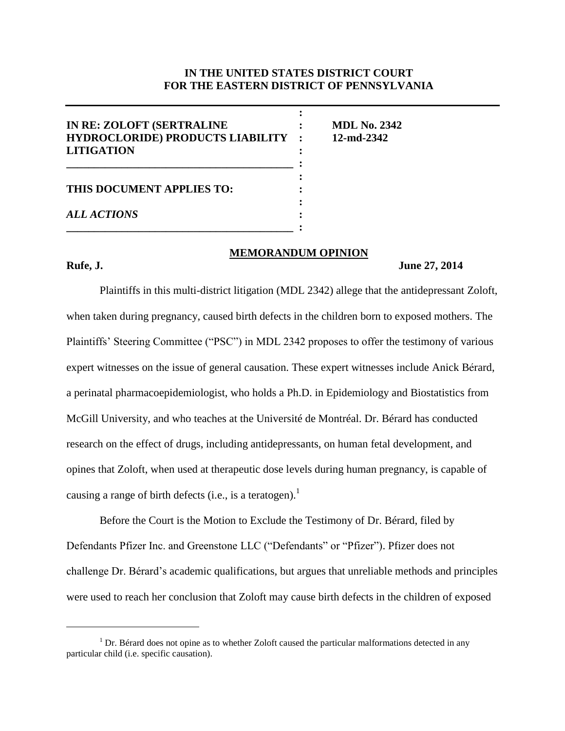**IN THE UNITED STATES DISTRICT COURT**
**FOR THE EASTERN DISTRICT OF PENNSYLVANIA**

| | |
|---|---|
| **IN RE: ZOLOFT (SERTRALINE HYDROCLORIDE) PRODUCTS LIABILITY LITIGATION** | **MDL No. 2342** **12-md-2342** |
| **THIS DOCUMENT APPLIES TO:** *ALL ACTIONS* | |

**MEMORANDUM OPINION**

**Rufe, J.** **June 27, 2014**

Plaintiffs in this multi-district litigation (MDL 2342) allege that the antidepressant Zoloft, when taken during pregnancy, caused birth defects in the children born to exposed mothers. The Plaintiffs' Steering Committee ("PSC") in MDL 2342 proposes to offer the testimony of various expert witnesses on the issue of general causation. These expert witnesses include Anick Bérard, a perinatal pharmacoepidemiologist, who holds a Ph.D. in Epidemiology and Biostatistics from McGill University, and who teaches at the Université de Montréal. Dr. Bérard has conducted research on the effect of drugs, including antidepressants, on human fetal development, and opines that Zoloft, when used at therapeutic dose levels during human pregnancy, is capable of causing a range of birth defects (i.e., is a teratogen).[1]

Before the Court is the Motion to Exclude the Testimony of Dr. Bérard, filed by Defendants Pfizer Inc. and Greenstone LLC ("Defendants" or "Pfizer"). Pfizer does not challenge Dr. Bérard's academic qualifications, but argues that unreliable methods and principles were used to reach her conclusion that Zoloft may cause birth defects in the children of exposed

---

[1] Dr. Bérard does not opine as to whether Zoloft caused the particular malformations detected in any particular child (i.e. specific causation).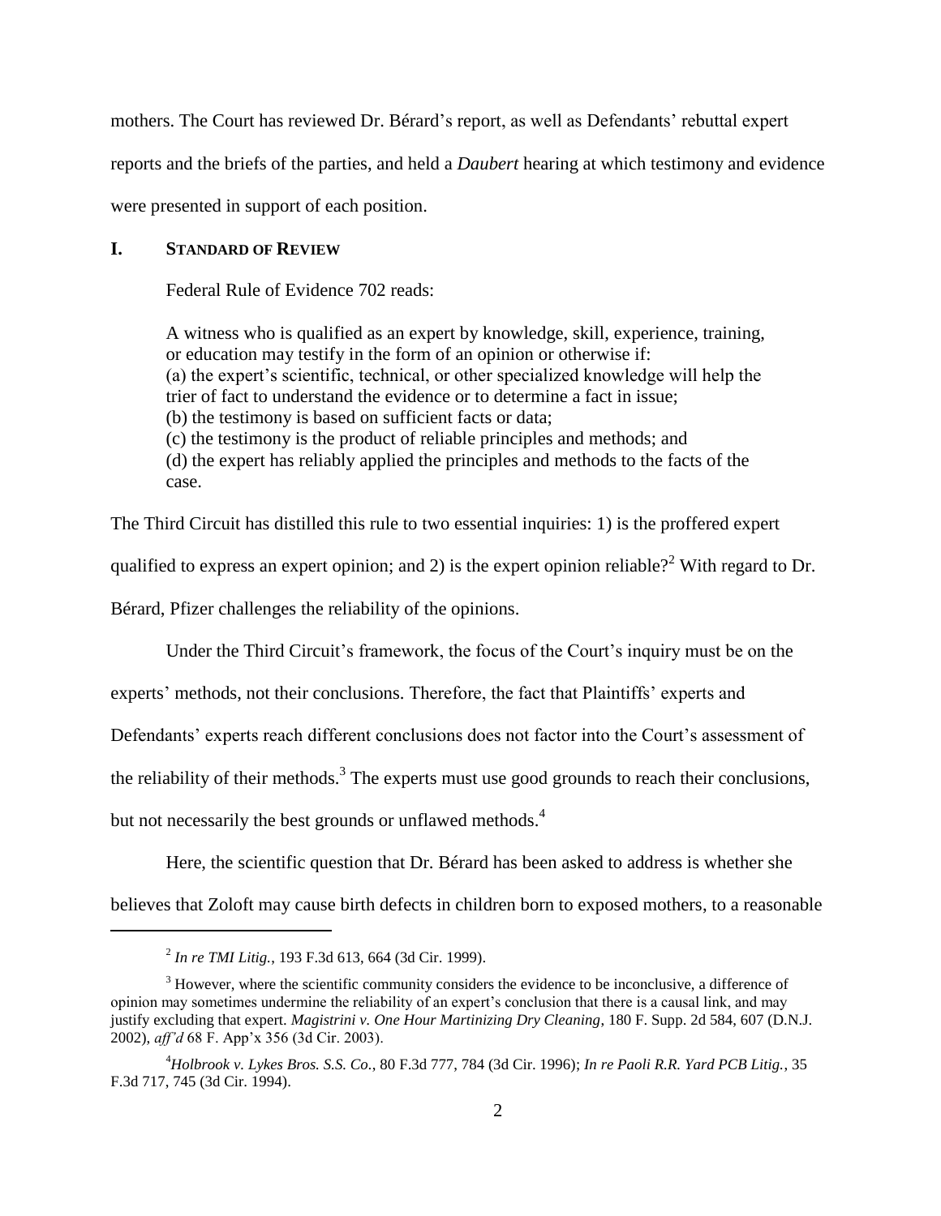mothers. The Court has reviewed Dr. Bérard's report, as well as Defendants' rebuttal expert reports and the briefs of the parties, and held a *Daubert* hearing at which testimony and evidence were presented in support of each position.

## I. STANDARD OF REVIEW

Federal Rule of Evidence 702 reads:

> A witness who is qualified as an expert by knowledge, skill, experience, training, or education may testify in the form of an opinion or otherwise if:
> (a) the expert's scientific, technical, or other specialized knowledge will help the trier of fact to understand the evidence or to determine a fact in issue;
> (b) the testimony is based on sufficient facts or data;
> (c) the testimony is the product of reliable principles and methods; and
> (d) the expert has reliably applied the principles and methods to the facts of the case.

The Third Circuit has distilled this rule to two essential inquiries: 1) is the proffered expert qualified to express an expert opinion; and 2) is the expert opinion reliable?[2] With regard to Dr. Bérard, Pfizer challenges the reliability of the opinions.

Under the Third Circuit's framework, the focus of the Court's inquiry must be on the experts' methods, not their conclusions. Therefore, the fact that Plaintiffs' experts and Defendants' experts reach different conclusions does not factor into the Court's assessment of the reliability of their methods.[3] The experts must use good grounds to reach their conclusions, but not necessarily the best grounds or unflawed methods.[4]

Here, the scientific question that Dr. Bérard has been asked to address is whether she believes that Zoloft may cause birth defects in children born to exposed mothers, to a reasonable

---

[2] *In re TMI Litig.*, 193 F.3d 613, 664 (3d Cir. 1999).

[3] However, where the scientific community considers the evidence to be inconclusive, a difference of opinion may sometimes undermine the reliability of an expert's conclusion that there is a causal link, and may justify excluding that expert. *Magistrini v. One Hour Martinizing Dry Cleaning*, 180 F. Supp. 2d 584, 607 (D.N.J. 2002), *aff'd* 68 F. App'x 356 (3d Cir. 2003).

[4] *Holbrook v. Lykes Bros. S.S. Co.*, 80 F.3d 777, 784 (3d Cir. 1996); *In re Paoli R.R. Yard PCB Litig.*, 35 F.3d 717, 745 (3d Cir. 1994).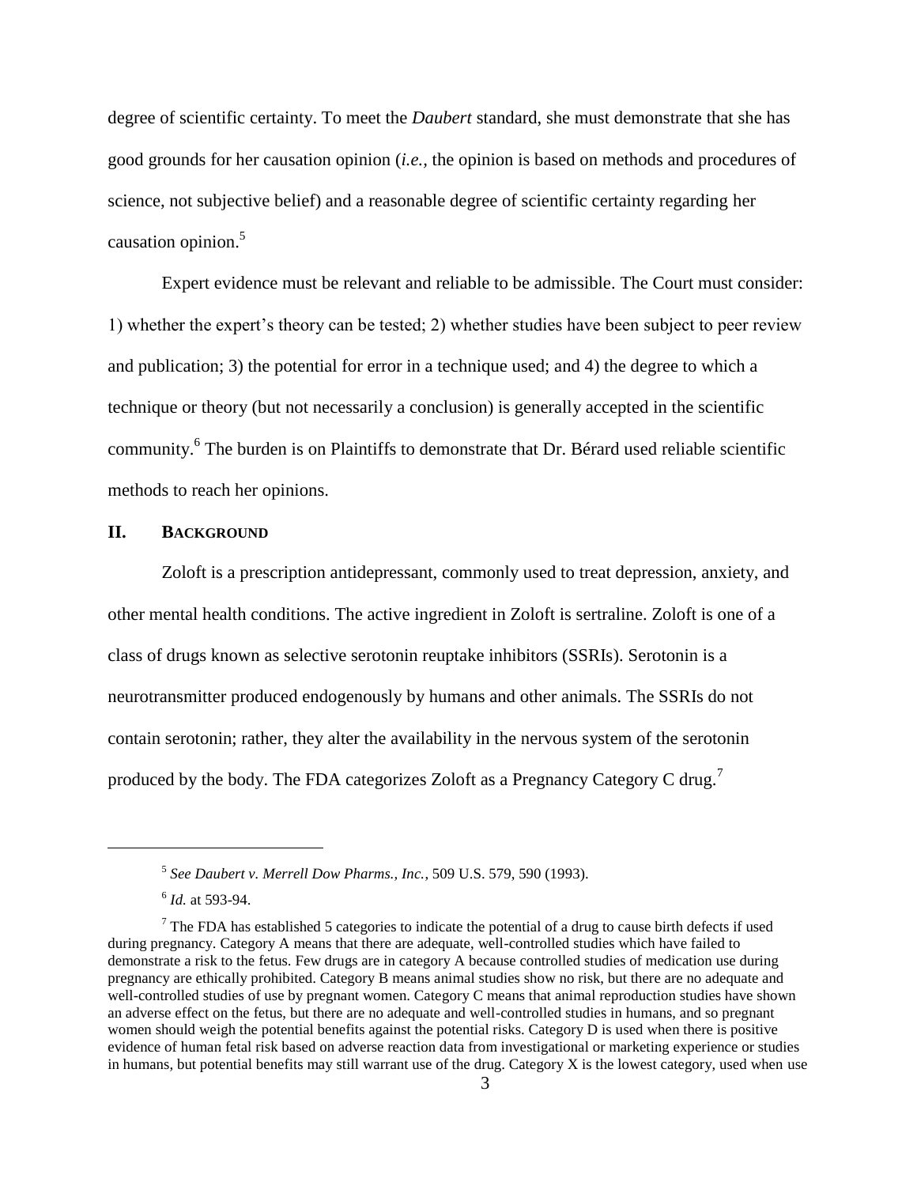degree of scientific certainty. To meet the *Daubert* standard, she must demonstrate that she has good grounds for her causation opinion (*i.e.*, the opinion is based on methods and procedures of science, not subjective belief) and a reasonable degree of scientific certainty regarding her causation opinion.[5]

Expert evidence must be relevant and reliable to be admissible. The Court must consider: 1) whether the expert's theory can be tested; 2) whether studies have been subject to peer review and publication; 3) the potential for error in a technique used; and 4) the degree to which a technique or theory (but not necessarily a conclusion) is generally accepted in the scientific community.[6] The burden is on Plaintiffs to demonstrate that Dr. Bérard used reliable scientific methods to reach her opinions.

## II. Background

Zoloft is a prescription antidepressant, commonly used to treat depression, anxiety, and other mental health conditions. The active ingredient in Zoloft is sertraline. Zoloft is one of a class of drugs known as selective serotonin reuptake inhibitors (SSRIs). Serotonin is a neurotransmitter produced endogenously by humans and other animals. The SSRIs do not contain serotonin; rather, they alter the availability in the nervous system of the serotonin produced by the body. The FDA categorizes Zoloft as a Pregnancy Category C drug.[7]

---

[5] *See Daubert v. Merrell Dow Pharms., Inc.*, 509 U.S. 579, 590 (1993).

[6] *Id.* at 593-94.

[7] The FDA has established 5 categories to indicate the potential of a drug to cause birth defects if used during pregnancy. Category A means that there are adequate, well-controlled studies which have failed to demonstrate a risk to the fetus. Few drugs are in category A because controlled studies of medication use during pregnancy are ethically prohibited. Category B means animal studies show no risk, but there are no adequate and well-controlled studies of use by pregnant women. Category C means that animal reproduction studies have shown an adverse effect on the fetus, but there are no adequate and well-controlled studies in humans, and so pregnant women should weigh the potential benefits against the potential risks. Category D is used when there is positive evidence of human fetal risk based on adverse reaction data from investigational or marketing experience or studies in humans, but potential benefits may still warrant use of the drug. Category X is the lowest category, used when use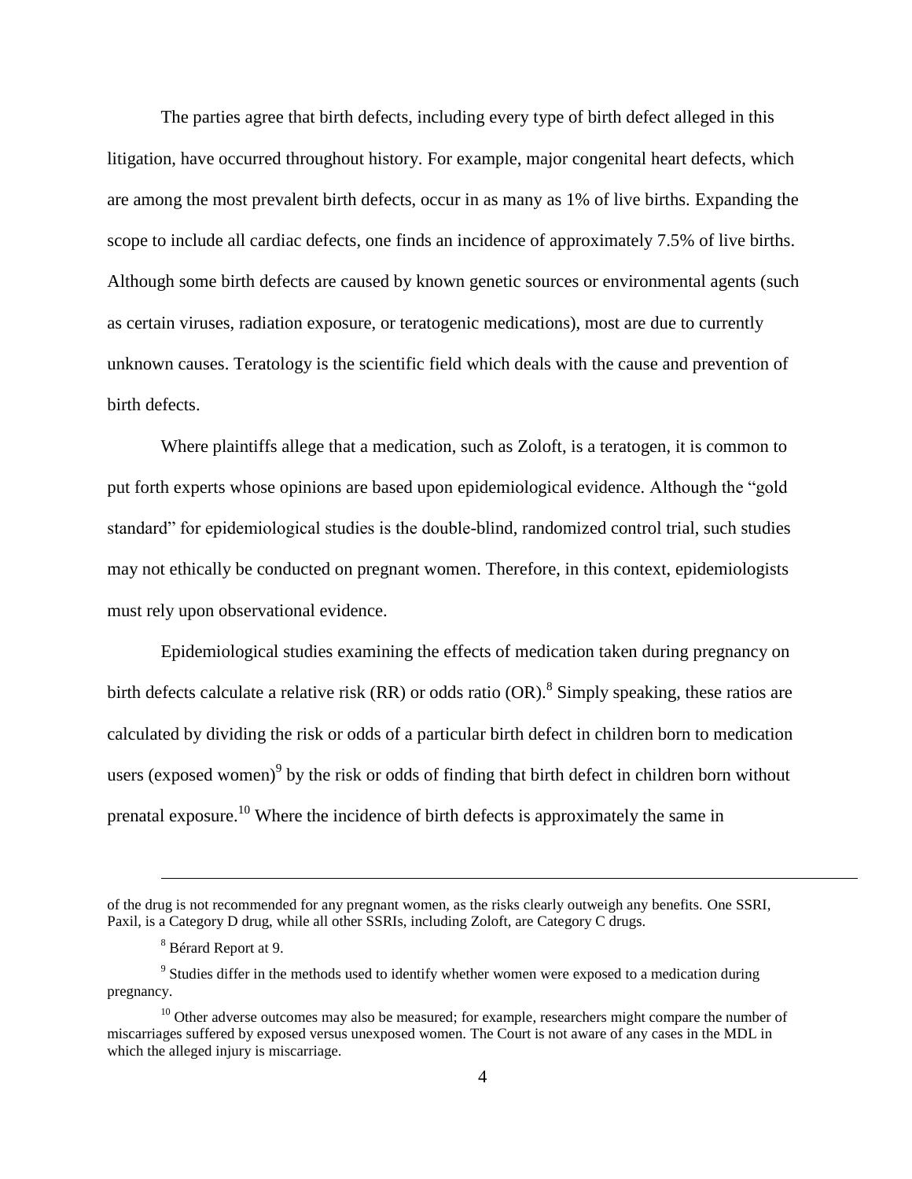The parties agree that birth defects, including every type of birth defect alleged in this litigation, have occurred throughout history. For example, major congenital heart defects, which are among the most prevalent birth defects, occur in as many as 1% of live births. Expanding the scope to include all cardiac defects, one finds an incidence of approximately 7.5% of live births. Although some birth defects are caused by known genetic sources or environmental agents (such as certain viruses, radiation exposure, or teratogenic medications), most are due to currently unknown causes. Teratology is the scientific field which deals with the cause and prevention of birth defects.

Where plaintiffs allege that a medication, such as Zoloft, is a teratogen, it is common to put forth experts whose opinions are based upon epidemiological evidence. Although the "gold standard" for epidemiological studies is the double-blind, randomized control trial, such studies may not ethically be conducted on pregnant women. Therefore, in this context, epidemiologists must rely upon observational evidence.

Epidemiological studies examining the effects of medication taken during pregnancy on birth defects calculate a relative risk (RR) or odds ratio (OR).[8] Simply speaking, these ratios are calculated by dividing the risk or odds of a particular birth defect in children born to medication users (exposed women)[9] by the risk or odds of finding that birth defect in children born without prenatal exposure.[10] Where the incidence of birth defects is approximately the same in

---

of the drug is not recommended for any pregnant women, as the risks clearly outweigh any benefits. One SSRI, Paxil, is a Category D drug, while all other SSRIs, including Zoloft, are Category C drugs.

[8] Bérard Report at 9.

[9] Studies differ in the methods used to identify whether women were exposed to a medication during pregnancy.

[10] Other adverse outcomes may also be measured; for example, researchers might compare the number of miscarriages suffered by exposed versus unexposed women. The Court is not aware of any cases in the MDL in which the alleged injury is miscarriage.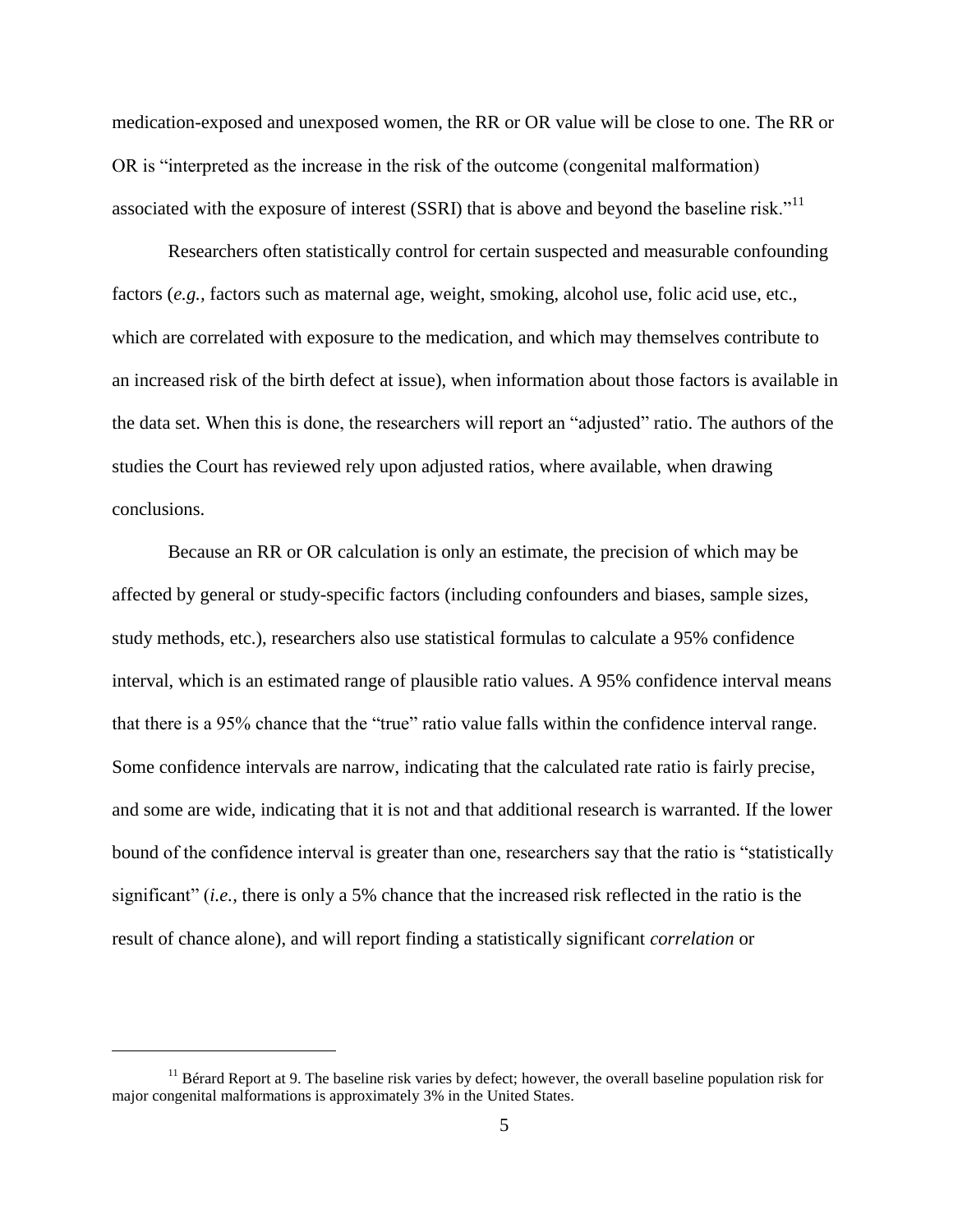medication-exposed and unexposed women, the RR or OR value will be close to one. The RR or OR is "interpreted as the increase in the risk of the outcome (congenital malformation) associated with the exposure of interest (SSRI) that is above and beyond the baseline risk."[11]

Researchers often statistically control for certain suspected and measurable confounding factors (*e.g.*, factors such as maternal age, weight, smoking, alcohol use, folic acid use, etc., which are correlated with exposure to the medication, and which may themselves contribute to an increased risk of the birth defect at issue), when information about those factors is available in the data set. When this is done, the researchers will report an "adjusted" ratio. The authors of the studies the Court has reviewed rely upon adjusted ratios, where available, when drawing conclusions.

Because an RR or OR calculation is only an estimate, the precision of which may be affected by general or study-specific factors (including confounders and biases, sample sizes, study methods, etc.), researchers also use statistical formulas to calculate a 95% confidence interval, which is an estimated range of plausible ratio values. A 95% confidence interval means that there is a 95% chance that the "true" ratio value falls within the confidence interval range. Some confidence intervals are narrow, indicating that the calculated rate ratio is fairly precise, and some are wide, indicating that it is not and that additional research is warranted. If the lower bound of the confidence interval is greater than one, researchers say that the ratio is "statistically significant" (*i.e.*, there is only a 5% chance that the increased risk reflected in the ratio is the result of chance alone), and will report finding a statistically significant *correlation* or

---

[11] Bérard Report at 9. The baseline risk varies by defect; however, the overall baseline population risk for major congenital malformations is approximately 3% in the United States.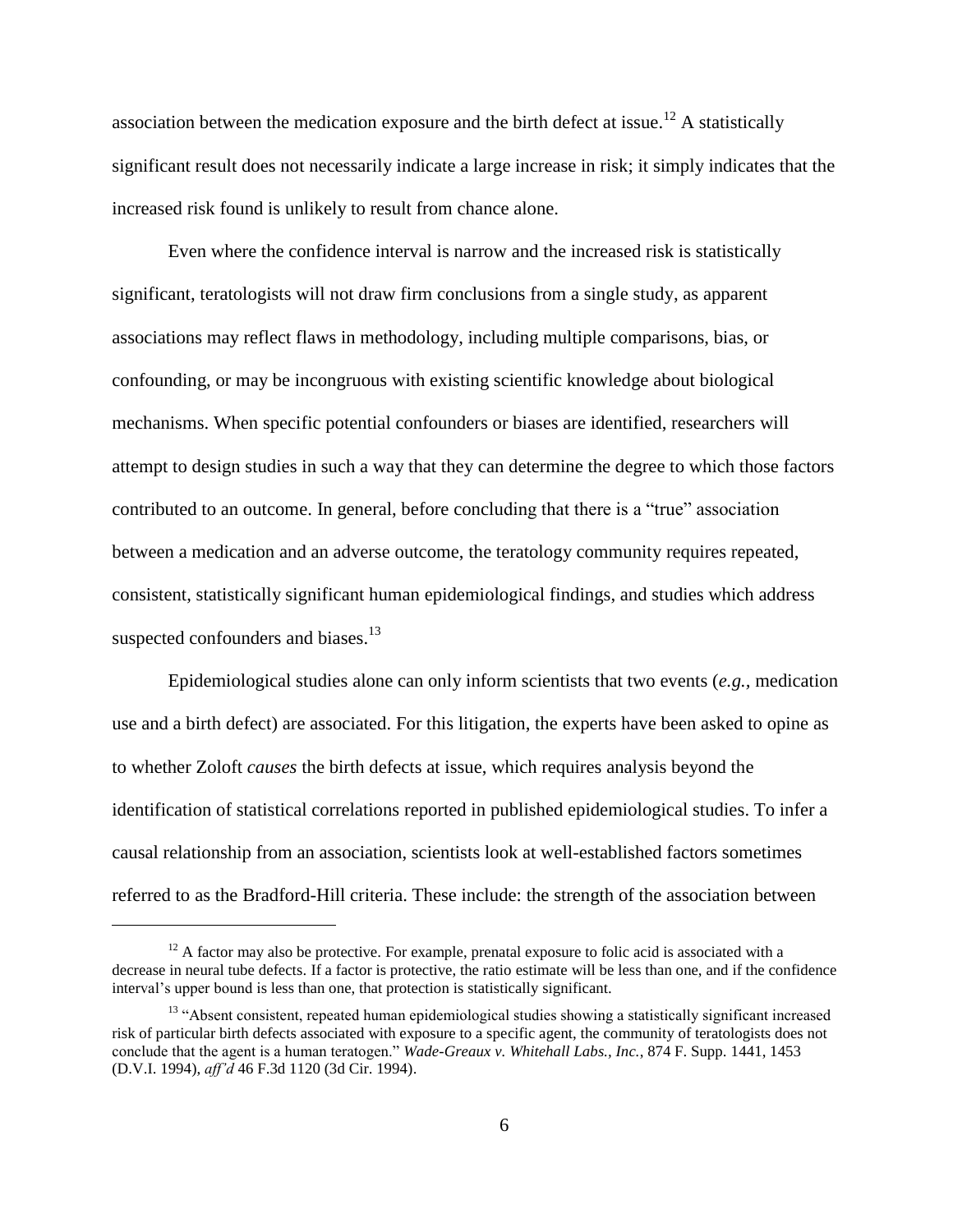association between the medication exposure and the birth defect at issue.[12] A statistically significant result does not necessarily indicate a large increase in risk; it simply indicates that the increased risk found is unlikely to result from chance alone.

Even where the confidence interval is narrow and the increased risk is statistically significant, teratologists will not draw firm conclusions from a single study, as apparent associations may reflect flaws in methodology, including multiple comparisons, bias, or confounding, or may be incongruous with existing scientific knowledge about biological mechanisms. When specific potential confounders or biases are identified, researchers will attempt to design studies in such a way that they can determine the degree to which those factors contributed to an outcome. In general, before concluding that there is a "true" association between a medication and an adverse outcome, the teratology community requires repeated, consistent, statistically significant human epidemiological findings, and studies which address suspected confounders and biases.[13]

Epidemiological studies alone can only inform scientists that two events (*e.g.,* medication use and a birth defect) are associated. For this litigation, the experts have been asked to opine as to whether Zoloft *causes* the birth defects at issue, which requires analysis beyond the identification of statistical correlations reported in published epidemiological studies. To infer a causal relationship from an association, scientists look at well-established factors sometimes referred to as the Bradford-Hill criteria. These include: the strength of the association between

---

[12] A factor may also be protective. For example, prenatal exposure to folic acid is associated with a decrease in neural tube defects. If a factor is protective, the ratio estimate will be less than one, and if the confidence interval's upper bound is less than one, that protection is statistically significant.

[13] "Absent consistent, repeated human epidemiological studies showing a statistically significant increased risk of particular birth defects associated with exposure to a specific agent, the community of teratologists does not conclude that the agent is a human teratogen." *Wade-Greaux v. Whitehall Labs., Inc.,* 874 F. Supp. 1441, 1453 (D.V.I. 1994), *aff'd* 46 F.3d 1120 (3d Cir. 1994).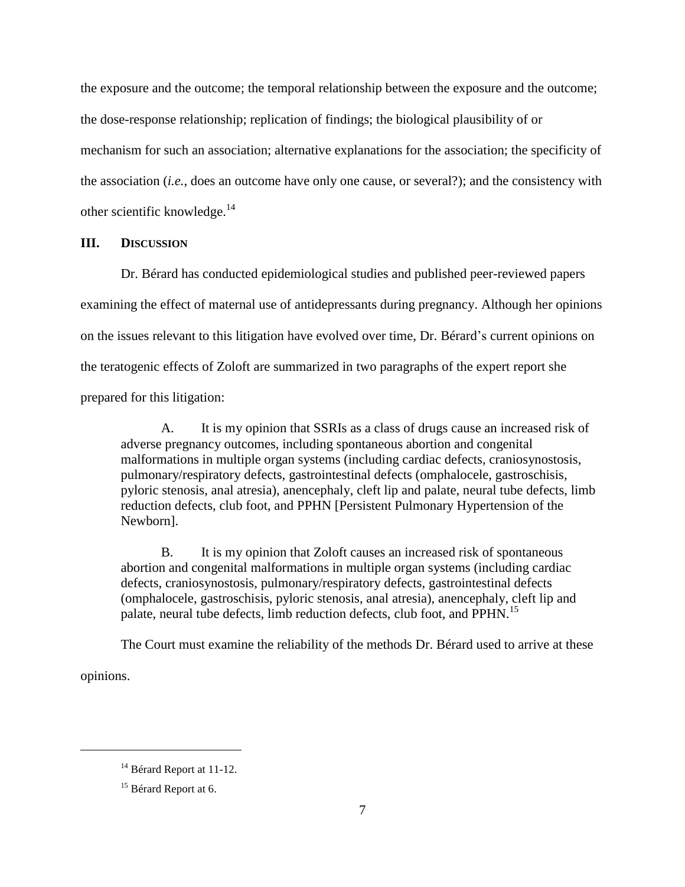the exposure and the outcome; the temporal relationship between the exposure and the outcome; the dose-response relationship; replication of findings; the biological plausibility of or mechanism for such an association; alternative explanations for the association; the specificity of the association (*i.e.*, does an outcome have only one cause, or several?); and the consistency with other scientific knowledge.[14]

## III. Discussion

Dr. Bérard has conducted epidemiological studies and published peer-reviewed papers examining the effect of maternal use of antidepressants during pregnancy. Although her opinions on the issues relevant to this litigation have evolved over time, Dr. Bérard's current opinions on the teratogenic effects of Zoloft are summarized in two paragraphs of the expert report she prepared for this litigation:

> A. It is my opinion that SSRIs as a class of drugs cause an increased risk of adverse pregnancy outcomes, including spontaneous abortion and congenital malformations in multiple organ systems (including cardiac defects, craniosynostosis, pulmonary/respiratory defects, gastrointestinal defects (omphalocele, gastroschisis, pyloric stenosis, anal atresia), anencephaly, cleft lip and palate, neural tube defects, limb reduction defects, club foot, and PPHN [Persistent Pulmonary Hypertension of the Newborn].
>
> B. It is my opinion that Zoloft causes an increased risk of spontaneous abortion and congenital malformations in multiple organ systems (including cardiac defects, craniosynostosis, pulmonary/respiratory defects, gastrointestinal defects (omphalocele, gastroschisis, pyloric stenosis, anal atresia), anencephaly, cleft lip and palate, neural tube defects, limb reduction defects, club foot, and PPHN.[15]

The Court must examine the reliability of the methods Dr. Bérard used to arrive at these opinions.

---

[14] Bérard Report at 11-12.

[15] Bérard Report at 6.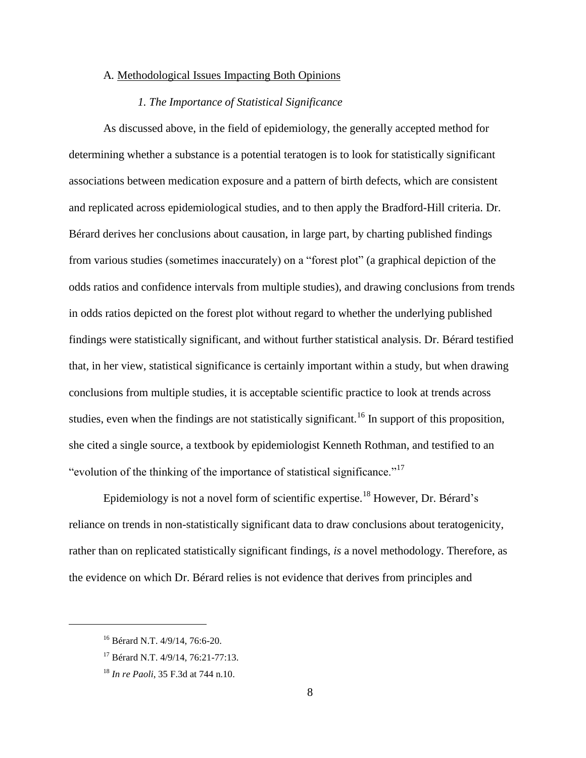### A. Methodological Issues Impacting Both Opinions

#### *1. The Importance of Statistical Significance*

As discussed above, in the field of epidemiology, the generally accepted method for determining whether a substance is a potential teratogen is to look for statistically significant associations between medication exposure and a pattern of birth defects, which are consistent and replicated across epidemiological studies, and to then apply the Bradford-Hill criteria. Dr. Bérard derives her conclusions about causation, in large part, by charting published findings from various studies (sometimes inaccurately) on a "forest plot" (a graphical depiction of the odds ratios and confidence intervals from multiple studies), and drawing conclusions from trends in odds ratios depicted on the forest plot without regard to whether the underlying published findings were statistically significant, and without further statistical analysis. Dr. Bérard testified that, in her view, statistical significance is certainly important within a study, but when drawing conclusions from multiple studies, it is acceptable scientific practice to look at trends across studies, even when the findings are not statistically significant.[16] In support of this proposition, she cited a single source, a textbook by epidemiologist Kenneth Rothman, and testified to an "evolution of the thinking of the importance of statistical significance."[17]

Epidemiology is not a novel form of scientific expertise.[18] However, Dr. Bérard's reliance on trends in non-statistically significant data to draw conclusions about teratogenicity, rather than on replicated statistically significant findings, *is* a novel methodology. Therefore, as the evidence on which Dr. Bérard relies is not evidence that derives from principles and

---

[16] Bérard N.T. 4/9/14, 76:6-20.

[17] Bérard N.T. 4/9/14, 76:21-77:13.

[18] *In re Paoli*, 35 F.3d at 744 n.10.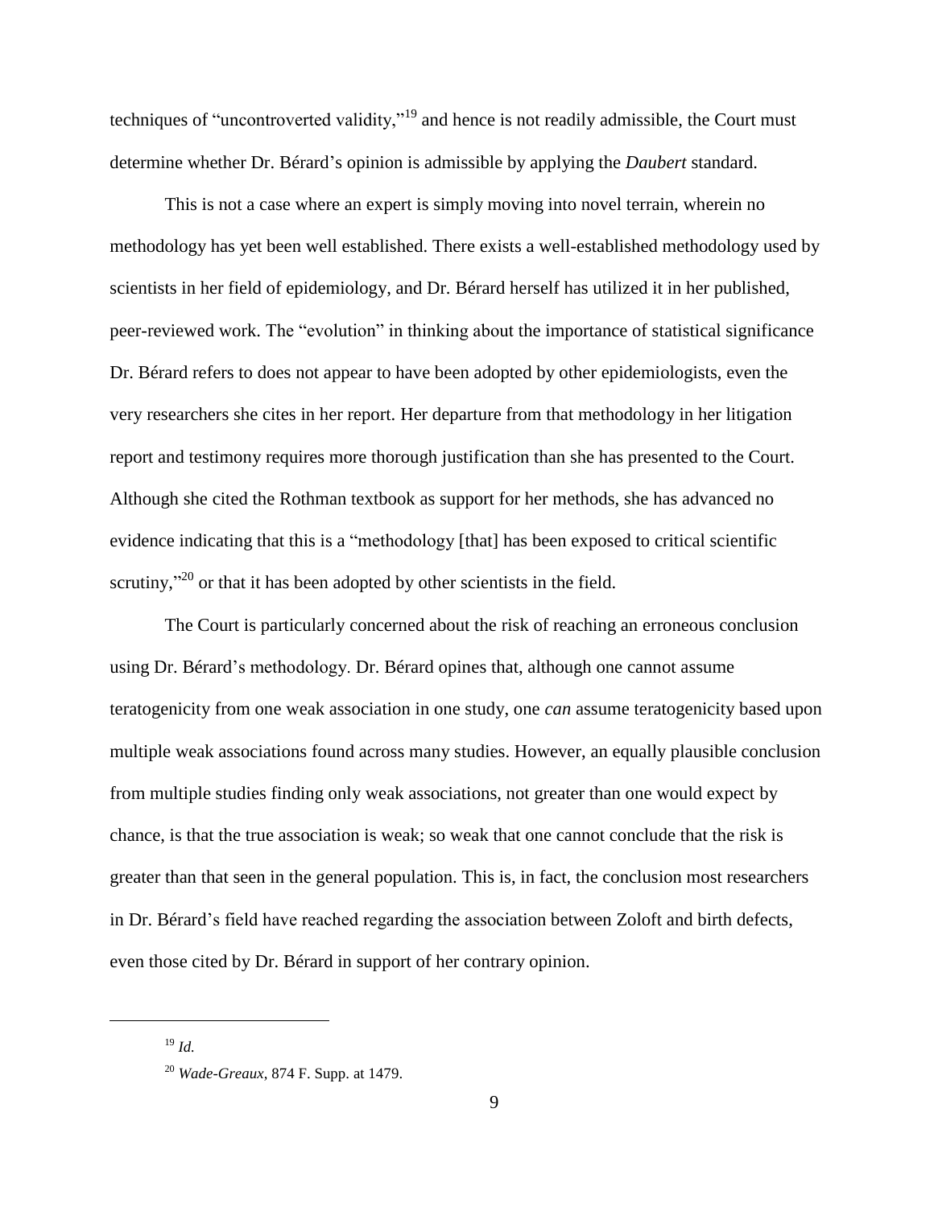techniques of "uncontroverted validity,"[19] and hence is not readily admissible, the Court must determine whether Dr. Bérard's opinion is admissible by applying the *Daubert* standard.

This is not a case where an expert is simply moving into novel terrain, wherein no methodology has yet been well established. There exists a well-established methodology used by scientists in her field of epidemiology, and Dr. Bérard herself has utilized it in her published, peer-reviewed work. The "evolution" in thinking about the importance of statistical significance Dr. Bérard refers to does not appear to have been adopted by other epidemiologists, even the very researchers she cites in her report. Her departure from that methodology in her litigation report and testimony requires more thorough justification than she has presented to the Court. Although she cited the Rothman textbook as support for her methods, she has advanced no evidence indicating that this is a "methodology [that] has been exposed to critical scientific scrutiny,"[20] or that it has been adopted by other scientists in the field.

The Court is particularly concerned about the risk of reaching an erroneous conclusion using Dr. Bérard's methodology. Dr. Bérard opines that, although one cannot assume teratogenicity from one weak association in one study, one *can* assume teratogenicity based upon multiple weak associations found across many studies. However, an equally plausible conclusion from multiple studies finding only weak associations, not greater than one would expect by chance, is that the true association is weak; so weak that one cannot conclude that the risk is greater than that seen in the general population. This is, in fact, the conclusion most researchers in Dr. Bérard's field have reached regarding the association between Zoloft and birth defects, even those cited by Dr. Bérard in support of her contrary opinion.

---

[19] *Id.*

[20] *Wade-Greaux*, 874 F. Supp. at 1479.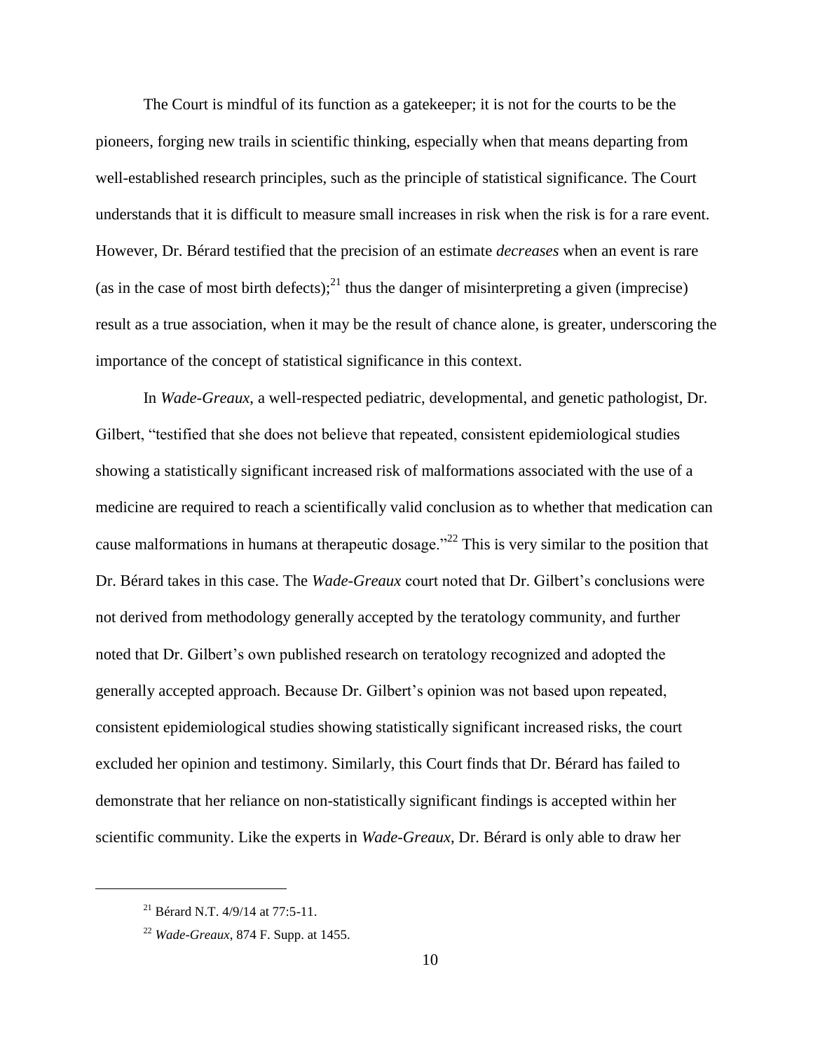The Court is mindful of its function as a gatekeeper; it is not for the courts to be the pioneers, forging new trails in scientific thinking, especially when that means departing from well-established research principles, such as the principle of statistical significance. The Court understands that it is difficult to measure small increases in risk when the risk is for a rare event. However, Dr. Bérard testified that the precision of an estimate *decreases* when an event is rare (as in the case of most birth defects);[21] thus the danger of misinterpreting a given (imprecise) result as a true association, when it may be the result of chance alone, is greater, underscoring the importance of the concept of statistical significance in this context.

In *Wade-Greaux*, a well-respected pediatric, developmental, and genetic pathologist, Dr. Gilbert, "testified that she does not believe that repeated, consistent epidemiological studies showing a statistically significant increased risk of malformations associated with the use of a medicine are required to reach a scientifically valid conclusion as to whether that medication can cause malformations in humans at therapeutic dosage."[22] This is very similar to the position that Dr. Bérard takes in this case. The *Wade-Greaux* court noted that Dr. Gilbert's conclusions were not derived from methodology generally accepted by the teratology community, and further noted that Dr. Gilbert's own published research on teratology recognized and adopted the generally accepted approach. Because Dr. Gilbert's opinion was not based upon repeated, consistent epidemiological studies showing statistically significant increased risks, the court excluded her opinion and testimony. Similarly, this Court finds that Dr. Bérard has failed to demonstrate that her reliance on non-statistically significant findings is accepted within her scientific community. Like the experts in *Wade-Greaux*, Dr. Bérard is only able to draw her

---

[21] Bérard N.T. 4/9/14 at 77:5-11.

[22] *Wade-Greaux*, 874 F. Supp. at 1455.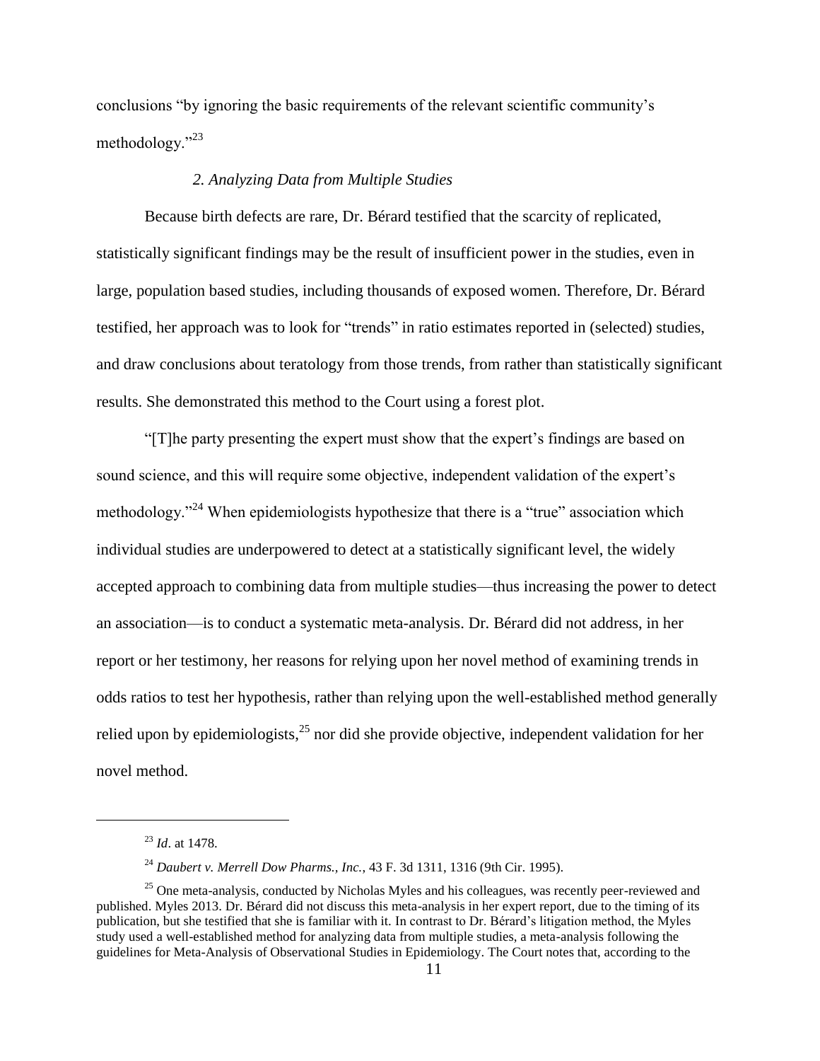conclusions "by ignoring the basic requirements of the relevant scientific community's methodology."[23]

### *2. Analyzing Data from Multiple Studies*

Because birth defects are rare, Dr. Bérard testified that the scarcity of replicated, statistically significant findings may be the result of insufficient power in the studies, even in large, population based studies, including thousands of exposed women. Therefore, Dr. Bérard testified, her approach was to look for "trends" in ratio estimates reported in (selected) studies, and draw conclusions about teratology from those trends, from rather than statistically significant results. She demonstrated this method to the Court using a forest plot.

"[T]he party presenting the expert must show that the expert's findings are based on sound science, and this will require some objective, independent validation of the expert's methodology."[24] When epidemiologists hypothesize that there is a "true" association which individual studies are underpowered to detect at a statistically significant level, the widely accepted approach to combining data from multiple studies—thus increasing the power to detect an association—is to conduct a systematic meta-analysis. Dr. Bérard did not address, in her report or her testimony, her reasons for relying upon her novel method of examining trends in odds ratios to test her hypothesis, rather than relying upon the well-established method generally relied upon by epidemiologists,[25] nor did she provide objective, independent validation for her novel method.

---

[23] *Id*. at 1478.

[24] *Daubert v. Merrell Dow Pharms., Inc.*, 43 F. 3d 1311, 1316 (9th Cir. 1995).

[25] One meta-analysis, conducted by Nicholas Myles and his colleagues, was recently peer-reviewed and published. Myles 2013. Dr. Bérard did not discuss this meta-analysis in her expert report, due to the timing of its publication, but she testified that she is familiar with it. In contrast to Dr. Bérard's litigation method, the Myles study used a well-established method for analyzing data from multiple studies, a meta-analysis following the guidelines for Meta-Analysis of Observational Studies in Epidemiology. The Court notes that, according to the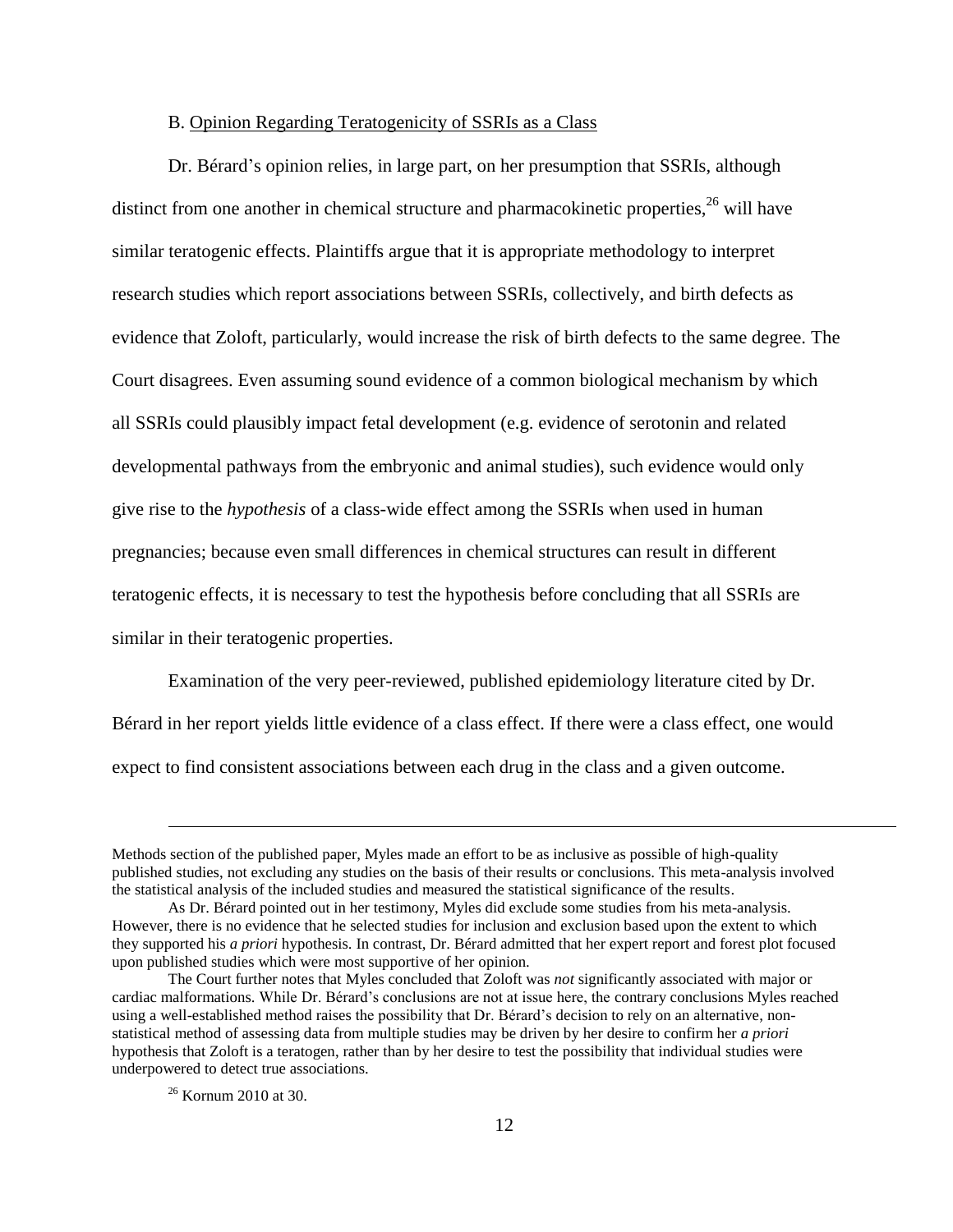B. Opinion Regarding Teratogenicity of SSRIs as a Class

Dr. Bérard's opinion relies, in large part, on her presumption that SSRIs, although distinct from one another in chemical structure and pharmacokinetic properties,[26] will have similar teratogenic effects. Plaintiffs argue that it is appropriate methodology to interpret research studies which report associations between SSRIs, collectively, and birth defects as evidence that Zoloft, particularly, would increase the risk of birth defects to the same degree. The Court disagrees. Even assuming sound evidence of a common biological mechanism by which all SSRIs could plausibly impact fetal development (e.g. evidence of serotonin and related developmental pathways from the embryonic and animal studies), such evidence would only give rise to the *hypothesis* of a class-wide effect among the SSRIs when used in human pregnancies; because even small differences in chemical structures can result in different teratogenic effects, it is necessary to test the hypothesis before concluding that all SSRIs are similar in their teratogenic properties.

Examination of the very peer-reviewed, published epidemiology literature cited by Dr. Bérard in her report yields little evidence of a class effect. If there were a class effect, one would expect to find consistent associations between each drug in the class and a given outcome.

---

Methods section of the published paper, Myles made an effort to be as inclusive as possible of high-quality published studies, not excluding any studies on the basis of their results or conclusions. This meta-analysis involved the statistical analysis of the included studies and measured the statistical significance of the results.

As Dr. Bérard pointed out in her testimony, Myles did exclude some studies from his meta-analysis. However, there is no evidence that he selected studies for inclusion and exclusion based upon the extent to which they supported his *a priori* hypothesis. In contrast, Dr. Bérard admitted that her expert report and forest plot focused upon published studies which were most supportive of her opinion.

The Court further notes that Myles concluded that Zoloft was *not* significantly associated with major or cardiac malformations. While Dr. Bérard's conclusions are not at issue here, the contrary conclusions Myles reached using a well-established method raises the possibility that Dr. Bérard's decision to rely on an alternative, non-statistical method of assessing data from multiple studies may be driven by her desire to confirm her *a priori* hypothesis that Zoloft is a teratogen, rather than by her desire to test the possibility that individual studies were underpowered to detect true associations.

[26] Kornum 2010 at 30.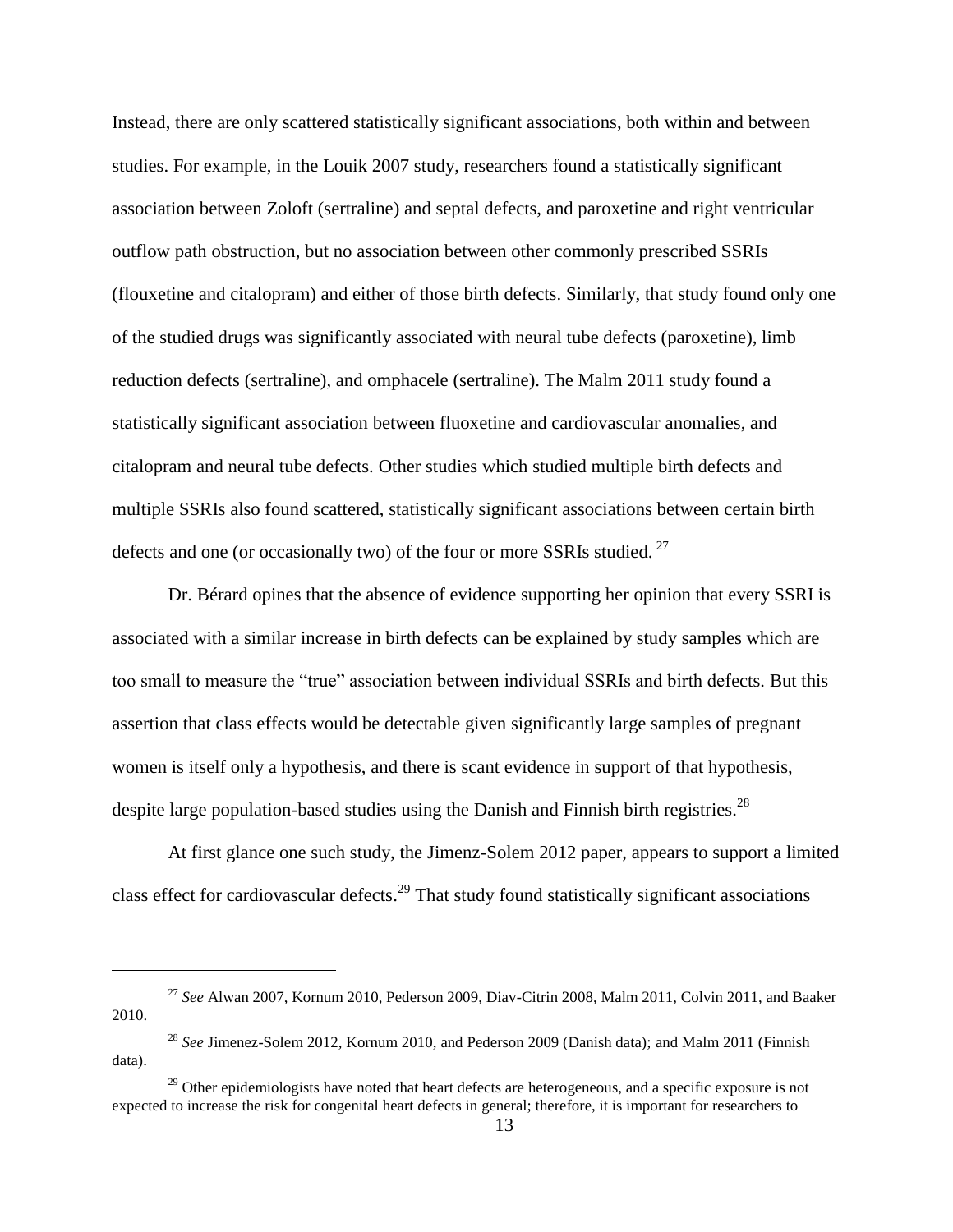Instead, there are only scattered statistically significant associations, both within and between studies. For example, in the Louik 2007 study, researchers found a statistically significant association between Zoloft (sertraline) and septal defects, and paroxetine and right ventricular outflow path obstruction, but no association between other commonly prescribed SSRIs (flouxetine and citalopram) and either of those birth defects. Similarly, that study found only one of the studied drugs was significantly associated with neural tube defects (paroxetine), limb reduction defects (sertraline), and omphacele (sertraline). The Malm 2011 study found a statistically significant association between fluoxetine and cardiovascular anomalies, and citalopram and neural tube defects. Other studies which studied multiple birth defects and multiple SSRIs also found scattered, statistically significant associations between certain birth defects and one (or occasionally two) of the four or more SSRIs studied. [27]

Dr. Bérard opines that the absence of evidence supporting her opinion that every SSRI is associated with a similar increase in birth defects can be explained by study samples which are too small to measure the "true" association between individual SSRIs and birth defects. But this assertion that class effects would be detectable given significantly large samples of pregnant women is itself only a hypothesis, and there is scant evidence in support of that hypothesis, despite large population-based studies using the Danish and Finnish birth registries.[28]

At first glance one such study, the Jimenz-Solem 2012 paper, appears to support a limited class effect for cardiovascular defects.[29] That study found statistically significant associations

---

[27] *See* Alwan 2007, Kornum 2010, Pederson 2009, Diav-Citrin 2008, Malm 2011, Colvin 2011, and Baaker 2010.

[28] *See* Jimenez-Solem 2012, Kornum 2010, and Pederson 2009 (Danish data); and Malm 2011 (Finnish data).

[29] Other epidemiologists have noted that heart defects are heterogeneous, and a specific exposure is not expected to increase the risk for congenital heart defects in general; therefore, it is important for researchers to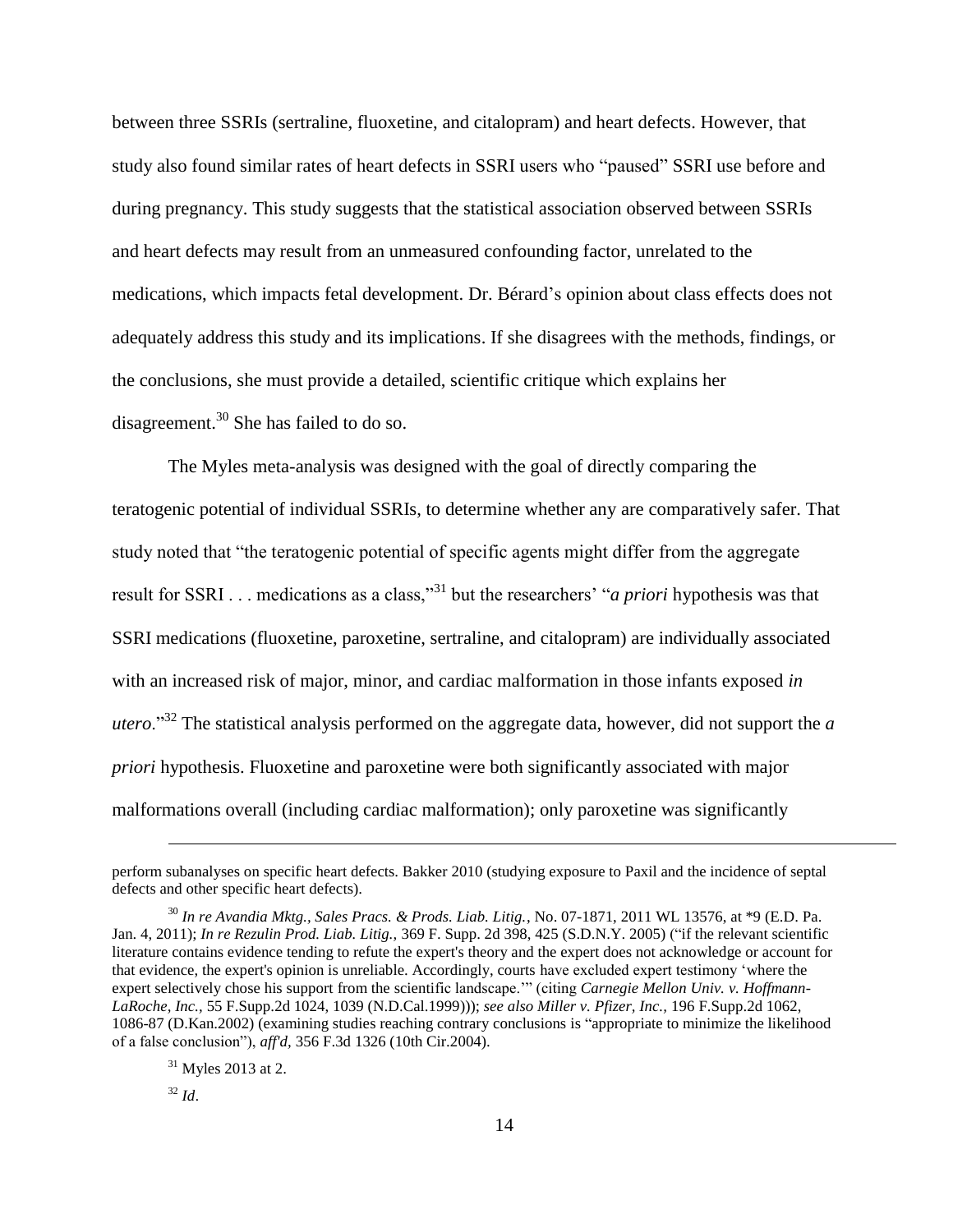between three SSRIs (sertraline, fluoxetine, and citalopram) and heart defects. However, that study also found similar rates of heart defects in SSRI users who "paused" SSRI use before and during pregnancy. This study suggests that the statistical association observed between SSRIs and heart defects may result from an unmeasured confounding factor, unrelated to the medications, which impacts fetal development. Dr. Bérard's opinion about class effects does not adequately address this study and its implications. If she disagrees with the methods, findings, or the conclusions, she must provide a detailed, scientific critique which explains her disagreement.[30] She has failed to do so.

The Myles meta-analysis was designed with the goal of directly comparing the teratogenic potential of individual SSRIs, to determine whether any are comparatively safer. That study noted that "the teratogenic potential of specific agents might differ from the aggregate result for SSRI . . . medications as a class,"[31] but the researchers' "*a priori* hypothesis was that SSRI medications (fluoxetine, paroxetine, sertraline, and citalopram) are individually associated with an increased risk of major, minor, and cardiac malformation in those infants exposed *in utero*."[32] The statistical analysis performed on the aggregate data, however, did not support the *a priori* hypothesis. Fluoxetine and paroxetine were both significantly associated with major malformations overall (including cardiac malformation); only paroxetine was significantly

---

perform subanalyses on specific heart defects. Bakker 2010 (studying exposure to Paxil and the incidence of septal defects and other specific heart defects).

[30] *In re Avandia Mktg., Sales Pracs. & Prods. Liab. Litig.*, No. 07-1871, 2011 WL 13576, at *9 (E.D. Pa. Jan. 4, 2011); *In re Rezulin Prod. Liab. Litig.*, 369 F. Supp. 2d 398, 425 (S.D.N.Y. 2005) ("if the relevant scientific literature contains evidence tending to refute the expert's theory and the expert does not acknowledge or account for that evidence, the expert's opinion is unreliable. Accordingly, courts have excluded expert testimony 'where the expert selectively chose his support from the scientific landscape.'" (citing *Carnegie Mellon Univ. v. Hoffmann-LaRoche, Inc.*, 55 F.Supp.2d 1024, 1039 (N.D.Cal.1999))); *see also Miller v. Pfizer, Inc.*, 196 F.Supp.2d 1062, 1086-87 (D.Kan.2002) (examining studies reaching contrary conclusions is "appropriate to minimize the likelihood of a false conclusion"), *aff'd*, 356 F.3d 1326 (10th Cir.2004).

[31] Myles 2013 at 2.

[32] *Id*.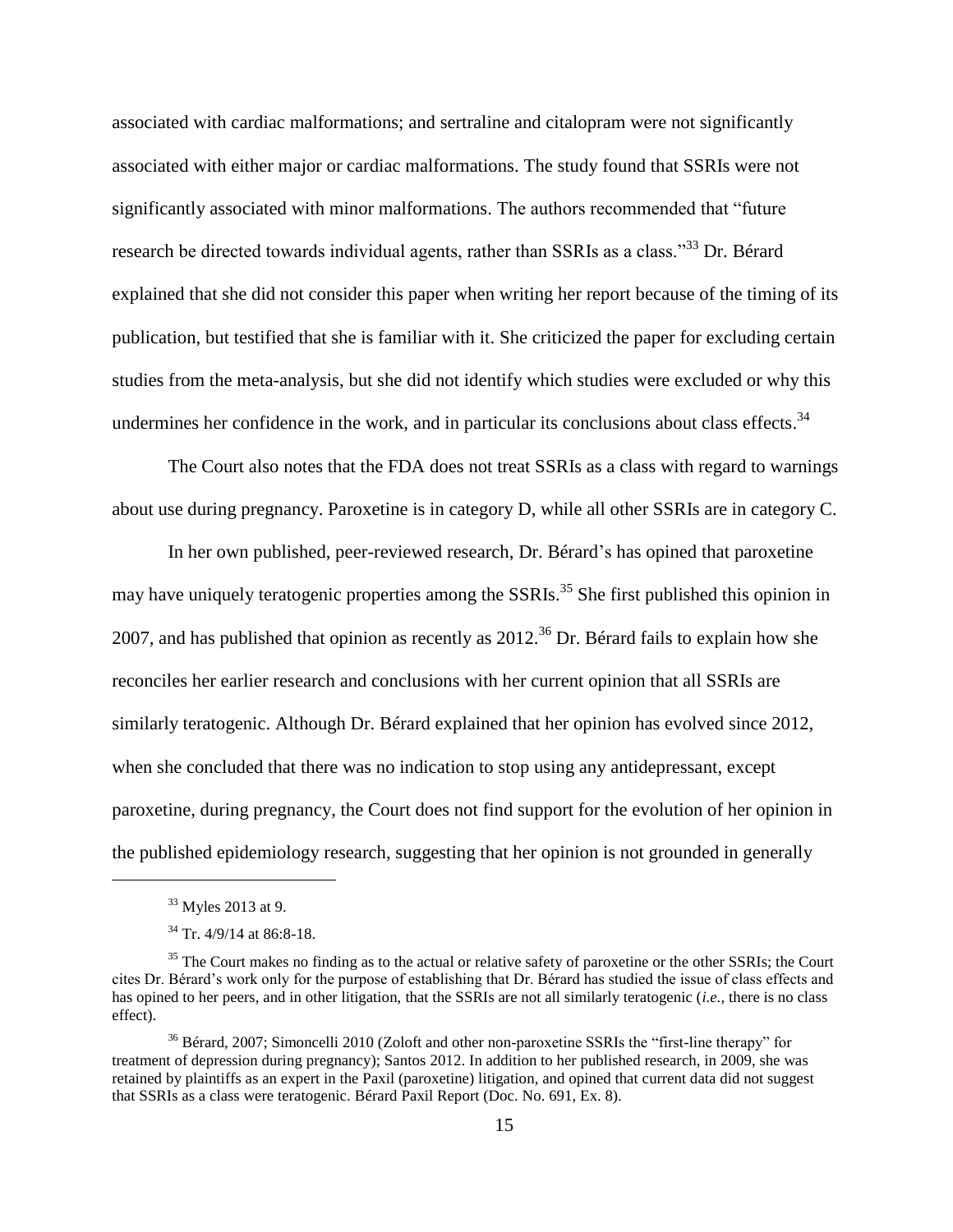associated with cardiac malformations; and sertraline and citalopram were not significantly associated with either major or cardiac malformations. The study found that SSRIs were not significantly associated with minor malformations. The authors recommended that "future research be directed towards individual agents, rather than SSRIs as a class."[33] Dr. Bérard explained that she did not consider this paper when writing her report because of the timing of its publication, but testified that she is familiar with it. She criticized the paper for excluding certain studies from the meta-analysis, but she did not identify which studies were excluded or why this undermines her confidence in the work, and in particular its conclusions about class effects.[34]

The Court also notes that the FDA does not treat SSRIs as a class with regard to warnings about use during pregnancy. Paroxetine is in category D, while all other SSRIs are in category C.

In her own published, peer-reviewed research, Dr. Bérard's has opined that paroxetine may have uniquely teratogenic properties among the SSRIs.[35] She first published this opinion in 2007, and has published that opinion as recently as 2012.[36] Dr. Bérard fails to explain how she reconciles her earlier research and conclusions with her current opinion that all SSRIs are similarly teratogenic. Although Dr. Bérard explained that her opinion has evolved since 2012, when she concluded that there was no indication to stop using any antidepressant, except paroxetine, during pregnancy, the Court does not find support for the evolution of her opinion in the published epidemiology research, suggesting that her opinion is not grounded in generally

---

[33] Myles 2013 at 9.

[34] Tr. 4/9/14 at 86:8-18.

[35] The Court makes no finding as to the actual or relative safety of paroxetine or the other SSRIs; the Court cites Dr. Bérard's work only for the purpose of establishing that Dr. Bérard has studied the issue of class effects and has opined to her peers, and in other litigation, that the SSRIs are not all similarly teratogenic (*i.e.*, there is no class effect).

[36] Bérard, 2007; Simoncelli 2010 (Zoloft and other non-paroxetine SSRIs the "first-line therapy" for treatment of depression during pregnancy); Santos 2012. In addition to her published research, in 2009, she was retained by plaintiffs as an expert in the Paxil (paroxetine) litigation, and opined that current data did not suggest that SSRIs as a class were teratogenic. Bérard Paxil Report (Doc. No. 691, Ex. 8).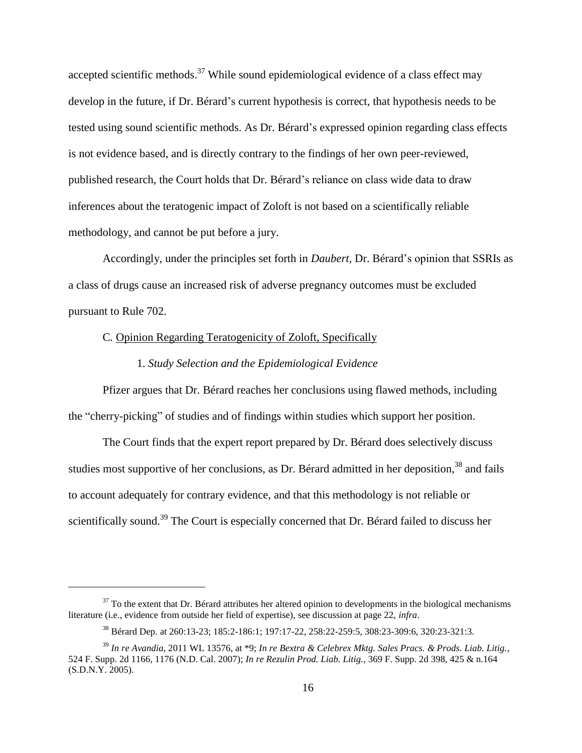accepted scientific methods.[37] While sound epidemiological evidence of a class effect may develop in the future, if Dr. Bérard's current hypothesis is correct, that hypothesis needs to be tested using sound scientific methods. As Dr. Bérard's expressed opinion regarding class effects is not evidence based, and is directly contrary to the findings of her own peer-reviewed, published research, the Court holds that Dr. Bérard's reliance on class wide data to draw inferences about the teratogenic impact of Zoloft is not based on a scientifically reliable methodology, and cannot be put before a jury.

Accordingly, under the principles set forth in *Daubert*, Dr. Bérard's opinion that SSRIs as a class of drugs cause an increased risk of adverse pregnancy outcomes must be excluded pursuant to Rule 702.

C. Opinion Regarding Teratogenicity of Zoloft, Specifically

1. *Study Selection and the Epidemiological Evidence*

Pfizer argues that Dr. Bérard reaches her conclusions using flawed methods, including the "cherry-picking" of studies and of findings within studies which support her position.

The Court finds that the expert report prepared by Dr. Bérard does selectively discuss studies most supportive of her conclusions, as Dr. Bérard admitted in her deposition,[38] and fails to account adequately for contrary evidence, and that this methodology is not reliable or scientifically sound.[39] The Court is especially concerned that Dr. Bérard failed to discuss her

---

[37] To the extent that Dr. Bérard attributes her altered opinion to developments in the biological mechanisms literature (i.e., evidence from outside her field of expertise), see discussion at page 22, *infra*.

[38] Bérard Dep. at 260:13-23; 185:2-186:1; 197:17-22, 258:22-259:5, 308:23-309:6, 320:23-321:3.

[39] *In re Avandia*, 2011 WL 13576, at *9; *In re Bextra & Celebrex Mktg. Sales Pracs. & Prods. Liab. Litig.*, 524 F. Supp. 2d 1166, 1176 (N.D. Cal. 2007); *In re Rezulin Prod. Liab. Litig.*, 369 F. Supp. 2d 398, 425 & n.164 (S.D.N.Y. 2005).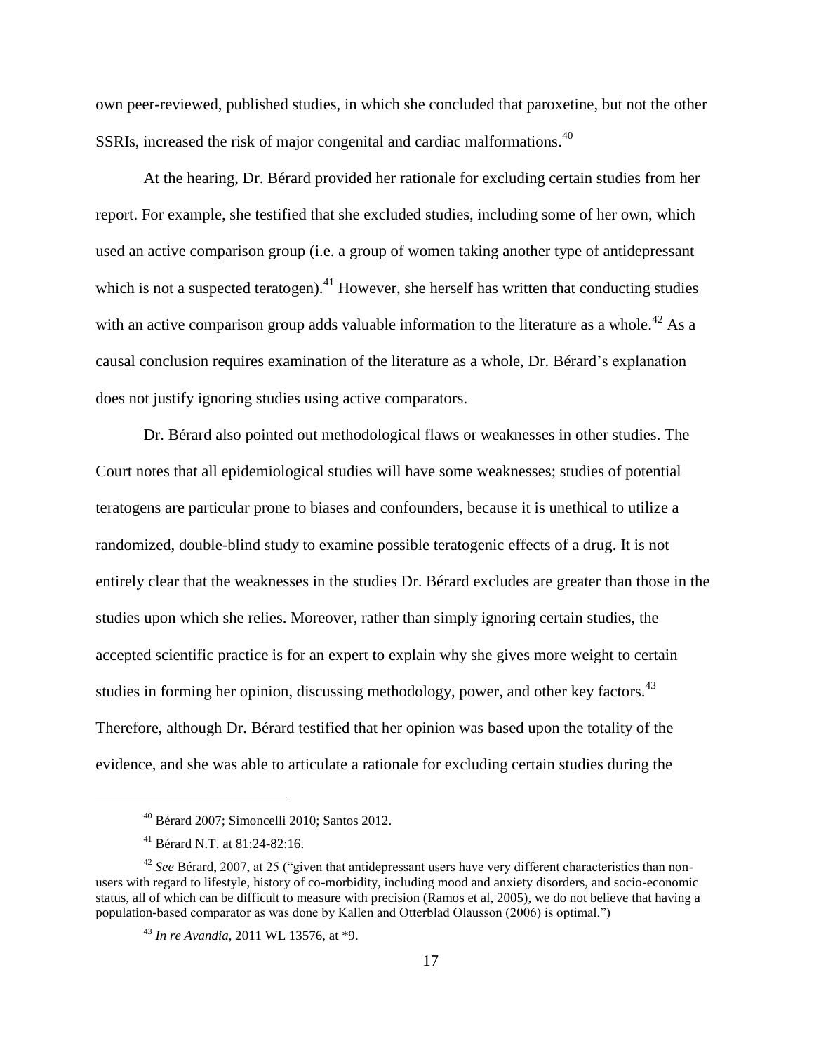own peer-reviewed, published studies, in which she concluded that paroxetine, but not the other SSRIs, increased the risk of major congenital and cardiac malformations.[40]

At the hearing, Dr. Bérard provided her rationale for excluding certain studies from her report. For example, she testified that she excluded studies, including some of her own, which used an active comparison group (i.e. a group of women taking another type of antidepressant which is not a suspected teratogen).[41] However, she herself has written that conducting studies with an active comparison group adds valuable information to the literature as a whole.[42] As a causal conclusion requires examination of the literature as a whole, Dr. Bérard's explanation does not justify ignoring studies using active comparators.

Dr. Bérard also pointed out methodological flaws or weaknesses in other studies. The Court notes that all epidemiological studies will have some weaknesses; studies of potential teratogens are particular prone to biases and confounders, because it is unethical to utilize a randomized, double-blind study to examine possible teratogenic effects of a drug. It is not entirely clear that the weaknesses in the studies Dr. Bérard excludes are greater than those in the studies upon which she relies. Moreover, rather than simply ignoring certain studies, the accepted scientific practice is for an expert to explain why she gives more weight to certain studies in forming her opinion, discussing methodology, power, and other key factors.[43] Therefore, although Dr. Bérard testified that her opinion was based upon the totality of the evidence, and she was able to articulate a rationale for excluding certain studies during the

---

[40] Bérard 2007; Simoncelli 2010; Santos 2012.

[41] Bérard N.T. at 81:24-82:16.

[42] *See* Bérard, 2007, at 25 ("given that antidepressant users have very different characteristics than non-users with regard to lifestyle, history of co-morbidity, including mood and anxiety disorders, and socio-economic status, all of which can be difficult to measure with precision (Ramos et al, 2005), we do not believe that having a population-based comparator as was done by Kallen and Otterblad Olausson (2006) is optimal.")

[43] *In re Avandia*, 2011 WL 13576, at *9.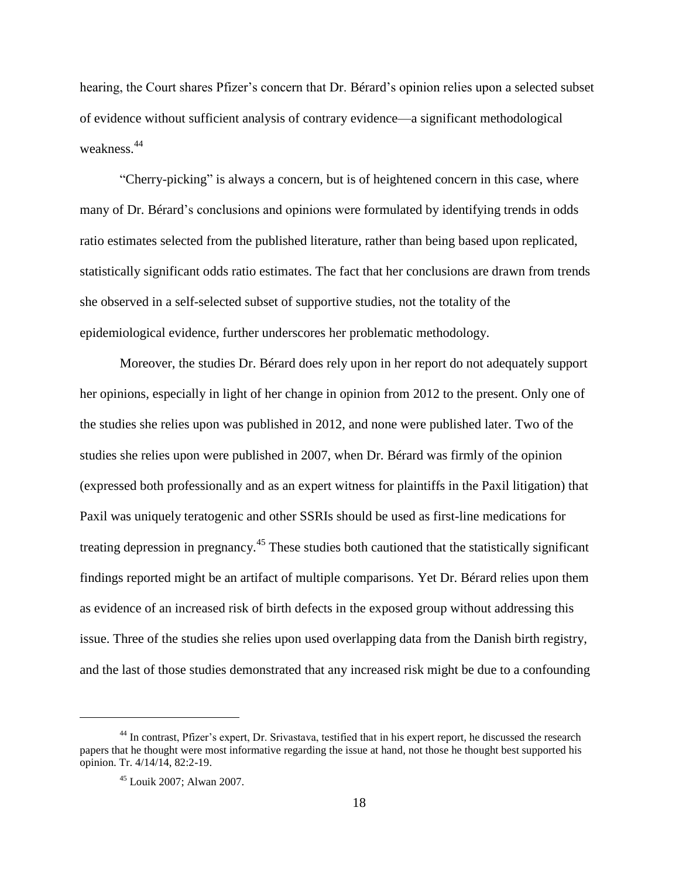hearing, the Court shares Pfizer's concern that Dr. Bérard's opinion relies upon a selected subset of evidence without sufficient analysis of contrary evidence—a significant methodological weakness.[44]

"Cherry-picking" is always a concern, but is of heightened concern in this case, where many of Dr. Bérard's conclusions and opinions were formulated by identifying trends in odds ratio estimates selected from the published literature, rather than being based upon replicated, statistically significant odds ratio estimates. The fact that her conclusions are drawn from trends she observed in a self-selected subset of supportive studies, not the totality of the epidemiological evidence, further underscores her problematic methodology.

Moreover, the studies Dr. Bérard does rely upon in her report do not adequately support her opinions, especially in light of her change in opinion from 2012 to the present. Only one of the studies she relies upon was published in 2012, and none were published later. Two of the studies she relies upon were published in 2007, when Dr. Bérard was firmly of the opinion (expressed both professionally and as an expert witness for plaintiffs in the Paxil litigation) that Paxil was uniquely teratogenic and other SSRIs should be used as first-line medications for treating depression in pregnancy.[45] These studies both cautioned that the statistically significant findings reported might be an artifact of multiple comparisons. Yet Dr. Bérard relies upon them as evidence of an increased risk of birth defects in the exposed group without addressing this issue. Three of the studies she relies upon used overlapping data from the Danish birth registry, and the last of those studies demonstrated that any increased risk might be due to a confounding

---

[44] In contrast, Pfizer's expert, Dr. Srivastava, testified that in his expert report, he discussed the research papers that he thought were most informative regarding the issue at hand, not those he thought best supported his opinion. Tr. 4/14/14, 82:2-19.

[45] Louik 2007; Alwan 2007.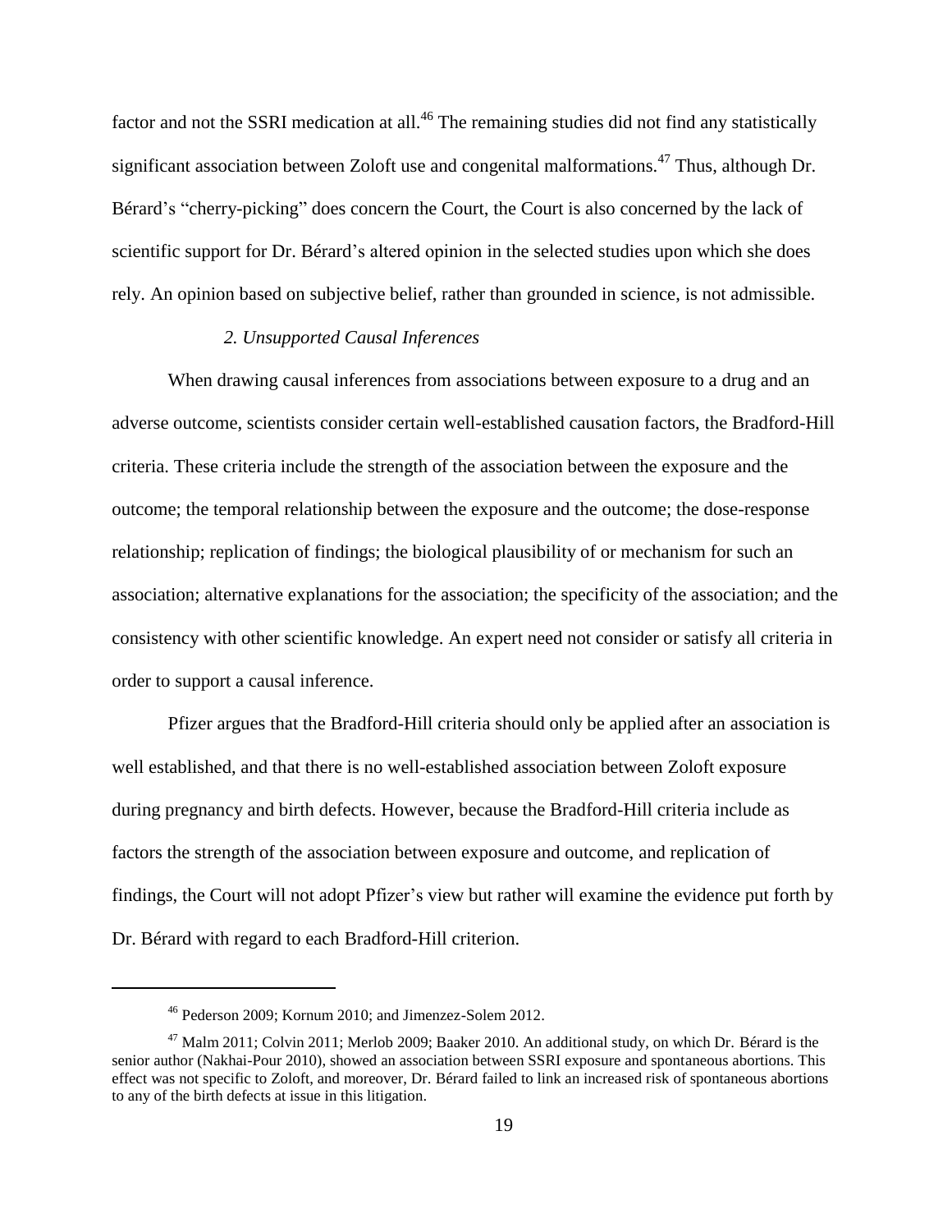factor and not the SSRI medication at all.[46] The remaining studies did not find any statistically significant association between Zoloft use and congenital malformations.[47] Thus, although Dr. Bérard's "cherry-picking" does concern the Court, the Court is also concerned by the lack of scientific support for Dr. Bérard's altered opinion in the selected studies upon which she does rely. An opinion based on subjective belief, rather than grounded in science, is not admissible.

*2. Unsupported Causal Inferences*

When drawing causal inferences from associations between exposure to a drug and an adverse outcome, scientists consider certain well-established causation factors, the Bradford-Hill criteria. These criteria include the strength of the association between the exposure and the outcome; the temporal relationship between the exposure and the outcome; the dose-response relationship; replication of findings; the biological plausibility of or mechanism for such an association; alternative explanations for the association; the specificity of the association; and the consistency with other scientific knowledge. An expert need not consider or satisfy all criteria in order to support a causal inference.

Pfizer argues that the Bradford-Hill criteria should only be applied after an association is well established, and that there is no well-established association between Zoloft exposure during pregnancy and birth defects. However, because the Bradford-Hill criteria include as factors the strength of the association between exposure and outcome, and replication of findings, the Court will not adopt Pfizer's view but rather will examine the evidence put forth by Dr. Bérard with regard to each Bradford-Hill criterion.

---

[46] Pederson 2009; Kornum 2010; and Jimenzez-Solem 2012.

[47] Malm 2011; Colvin 2011; Merlob 2009; Baaker 2010. An additional study, on which Dr. Bérard is the senior author (Nakhai-Pour 2010), showed an association between SSRI exposure and spontaneous abortions. This effect was not specific to Zoloft, and moreover, Dr. Bérard failed to link an increased risk of spontaneous abortions to any of the birth defects at issue in this litigation.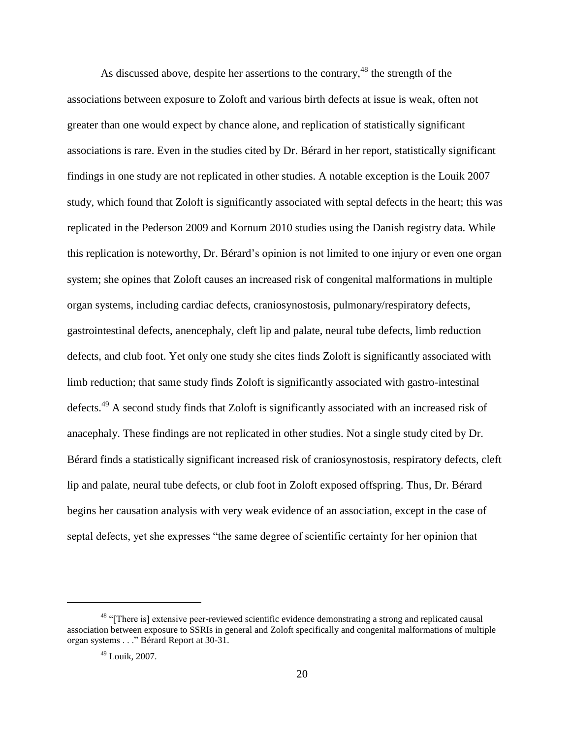As discussed above, despite her assertions to the contrary,[48] the strength of the associations between exposure to Zoloft and various birth defects at issue is weak, often not greater than one would expect by chance alone, and replication of statistically significant associations is rare. Even in the studies cited by Dr. Bérard in her report, statistically significant findings in one study are not replicated in other studies. A notable exception is the Louik 2007 study, which found that Zoloft is significantly associated with septal defects in the heart; this was replicated in the Pederson 2009 and Kornum 2010 studies using the Danish registry data. While this replication is noteworthy, Dr. Bérard's opinion is not limited to one injury or even one organ system; she opines that Zoloft causes an increased risk of congenital malformations in multiple organ systems, including cardiac defects, craniosynostosis, pulmonary/respiratory defects, gastrointestinal defects, anencephaly, cleft lip and palate, neural tube defects, limb reduction defects, and club foot. Yet only one study she cites finds Zoloft is significantly associated with limb reduction; that same study finds Zoloft is significantly associated with gastro-intestinal defects.[49] A second study finds that Zoloft is significantly associated with an increased risk of anacephaly. These findings are not replicated in other studies. Not a single study cited by Dr. Bérard finds a statistically significant increased risk of craniosynostosis, respiratory defects, cleft lip and palate, neural tube defects, or club foot in Zoloft exposed offspring. Thus, Dr. Bérard begins her causation analysis with very weak evidence of an association, except in the case of septal defects, yet she expresses "the same degree of scientific certainty for her opinion that

---

[48] "[There is] extensive peer-reviewed scientific evidence demonstrating a strong and replicated causal association between exposure to SSRIs in general and Zoloft specifically and congenital malformations of multiple organ systems . . ." Bérard Report at 30-31.

[49] Louik, 2007.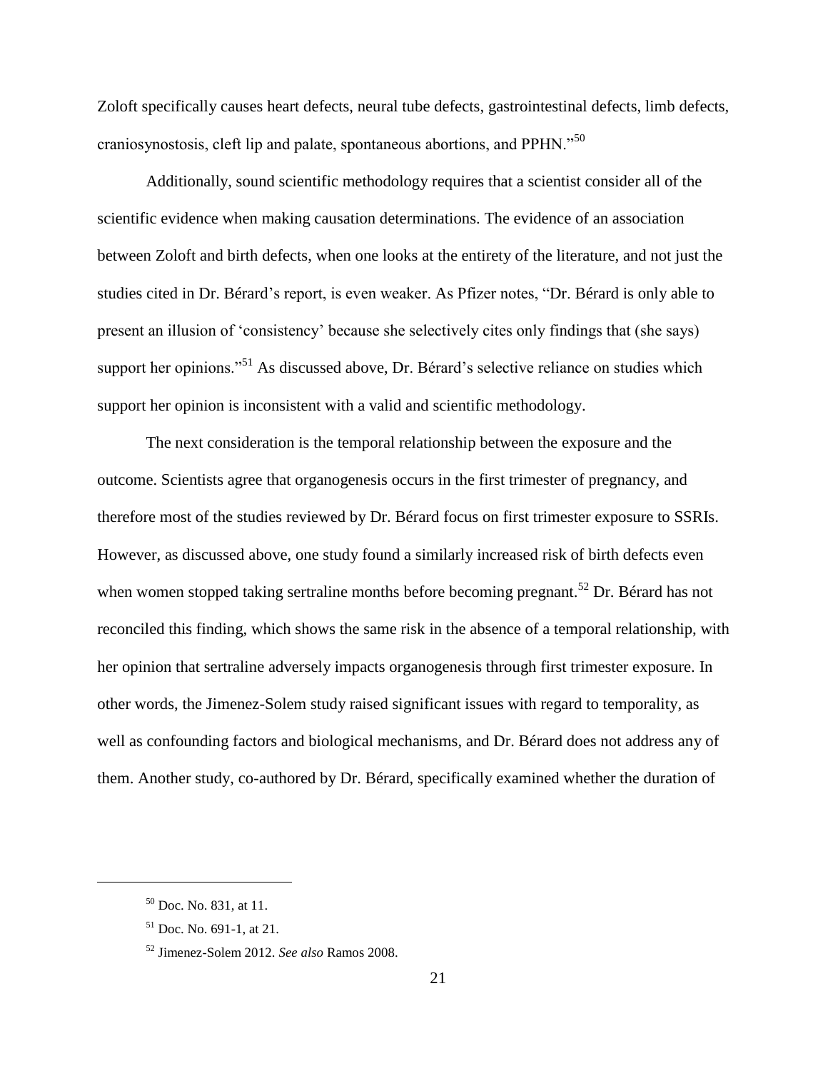Zoloft specifically causes heart defects, neural tube defects, gastrointestinal defects, limb defects, craniosynostosis, cleft lip and palate, spontaneous abortions, and PPHN."[50]

Additionally, sound scientific methodology requires that a scientist consider all of the scientific evidence when making causation determinations. The evidence of an association between Zoloft and birth defects, when one looks at the entirety of the literature, and not just the studies cited in Dr. Bérard's report, is even weaker. As Pfizer notes, "Dr. Bérard is only able to present an illusion of 'consistency' because she selectively cites only findings that (she says) support her opinions."[51] As discussed above, Dr. Bérard's selective reliance on studies which support her opinion is inconsistent with a valid and scientific methodology.

The next consideration is the temporal relationship between the exposure and the outcome. Scientists agree that organogenesis occurs in the first trimester of pregnancy, and therefore most of the studies reviewed by Dr. Bérard focus on first trimester exposure to SSRIs. However, as discussed above, one study found a similarly increased risk of birth defects even when women stopped taking sertraline months before becoming pregnant.[52] Dr. Bérard has not reconciled this finding, which shows the same risk in the absence of a temporal relationship, with her opinion that sertraline adversely impacts organogenesis through first trimester exposure. In other words, the Jimenez-Solem study raised significant issues with regard to temporality, as well as confounding factors and biological mechanisms, and Dr. Bérard does not address any of them. Another study, co-authored by Dr. Bérard, specifically examined whether the duration of

---

[50] Doc. No. 831, at 11.

[51] Doc. No. 691-1, at 21.

[52] Jimenez-Solem 2012. *See also* Ramos 2008.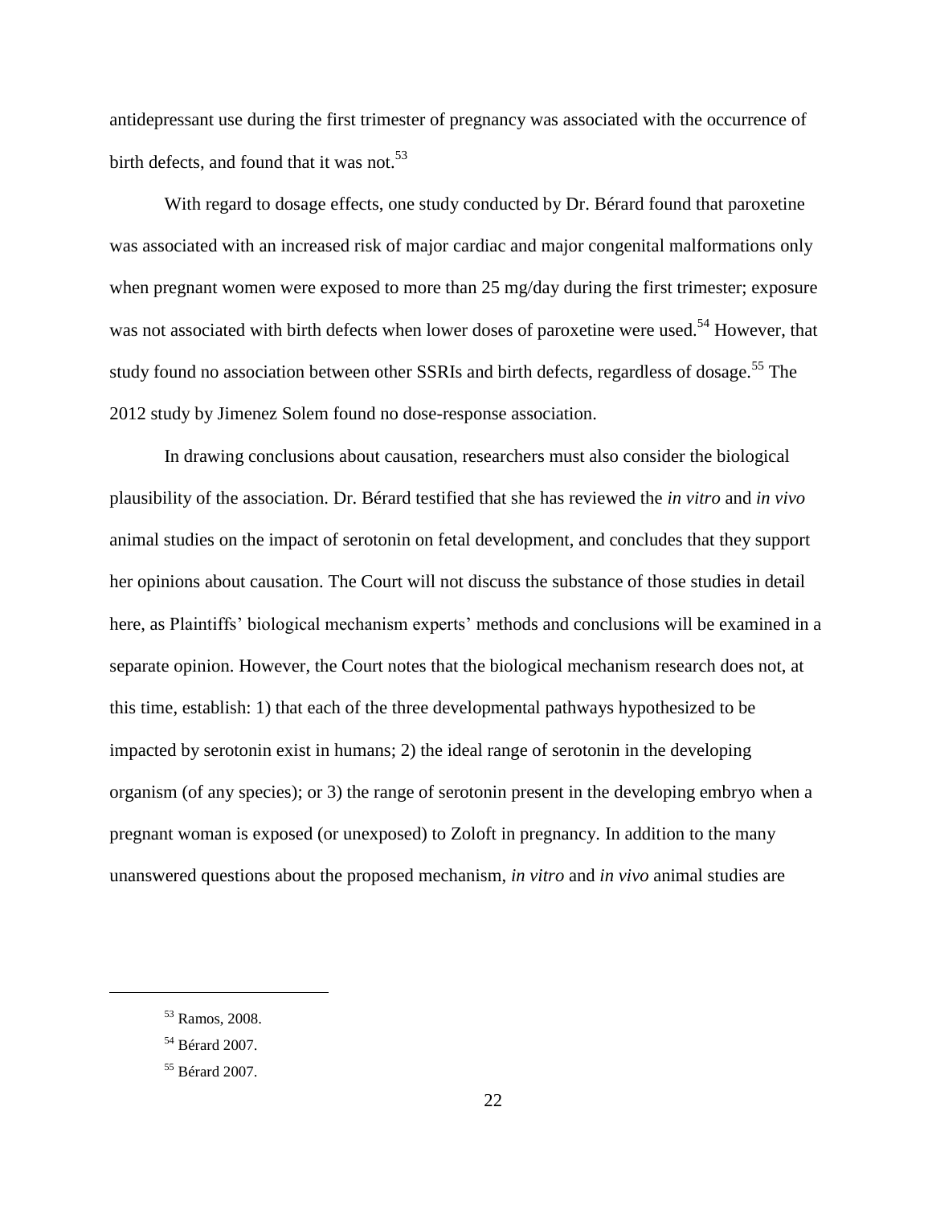antidepressant use during the first trimester of pregnancy was associated with the occurrence of birth defects, and found that it was not.[53]

With regard to dosage effects, one study conducted by Dr. Bérard found that paroxetine was associated with an increased risk of major cardiac and major congenital malformations only when pregnant women were exposed to more than 25 mg/day during the first trimester; exposure was not associated with birth defects when lower doses of paroxetine were used.[54] However, that study found no association between other SSRIs and birth defects, regardless of dosage.[55] The 2012 study by Jimenez Solem found no dose-response association.

In drawing conclusions about causation, researchers must also consider the biological plausibility of the association. Dr. Bérard testified that she has reviewed the *in vitro* and *in vivo* animal studies on the impact of serotonin on fetal development, and concludes that they support her opinions about causation. The Court will not discuss the substance of those studies in detail here, as Plaintiffs' biological mechanism experts' methods and conclusions will be examined in a separate opinion. However, the Court notes that the biological mechanism research does not, at this time, establish: 1) that each of the three developmental pathways hypothesized to be impacted by serotonin exist in humans; 2) the ideal range of serotonin in the developing organism (of any species); or 3) the range of serotonin present in the developing embryo when a pregnant woman is exposed (or unexposed) to Zoloft in pregnancy. In addition to the many unanswered questions about the proposed mechanism, *in vitro* and *in vivo* animal studies are

---

[53] Ramos, 2008.

[54] Bérard 2007.

[55] Bérard 2007.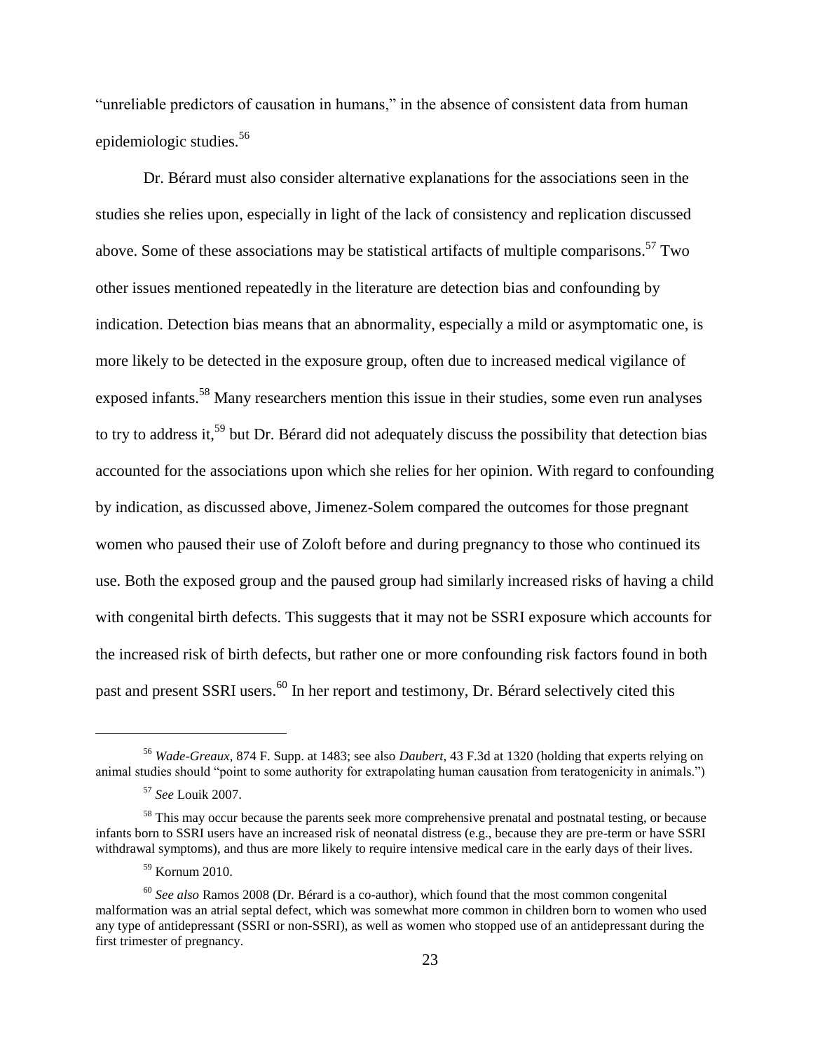"unreliable predictors of causation in humans," in the absence of consistent data from human epidemiologic studies.[56]

Dr. Bérard must also consider alternative explanations for the associations seen in the studies she relies upon, especially in light of the lack of consistency and replication discussed above. Some of these associations may be statistical artifacts of multiple comparisons.[57] Two other issues mentioned repeatedly in the literature are detection bias and confounding by indication. Detection bias means that an abnormality, especially a mild or asymptomatic one, is more likely to be detected in the exposure group, often due to increased medical vigilance of exposed infants.[58] Many researchers mention this issue in their studies, some even run analyses to try to address it,[59] but Dr. Bérard did not adequately discuss the possibility that detection bias accounted for the associations upon which she relies for her opinion. With regard to confounding by indication, as discussed above, Jimenez-Solem compared the outcomes for those pregnant women who paused their use of Zoloft before and during pregnancy to those who continued its use. Both the exposed group and the paused group had similarly increased risks of having a child with congenital birth defects. This suggests that it may not be SSRI exposure which accounts for the increased risk of birth defects, but rather one or more confounding risk factors found in both past and present SSRI users.[60] In her report and testimony, Dr. Bérard selectively cited this

---

[56] *Wade-Greaux*, 874 F. Supp. at 1483; see also *Daubert*, 43 F.3d at 1320 (holding that experts relying on animal studies should "point to some authority for extrapolating human causation from teratogenicity in animals.")

[57] *See* Louik 2007.

[58] This may occur because the parents seek more comprehensive prenatal and postnatal testing, or because infants born to SSRI users have an increased risk of neonatal distress (e.g., because they are pre-term or have SSRI withdrawal symptoms), and thus are more likely to require intensive medical care in the early days of their lives.

[59] Kornum 2010.

[60] *See also* Ramos 2008 (Dr. Bérard is a co-author), which found that the most common congenital malformation was an atrial septal defect, which was somewhat more common in children born to women who used any type of antidepressant (SSRI or non-SSRI), as well as women who stopped use of an antidepressant during the first trimester of pregnancy.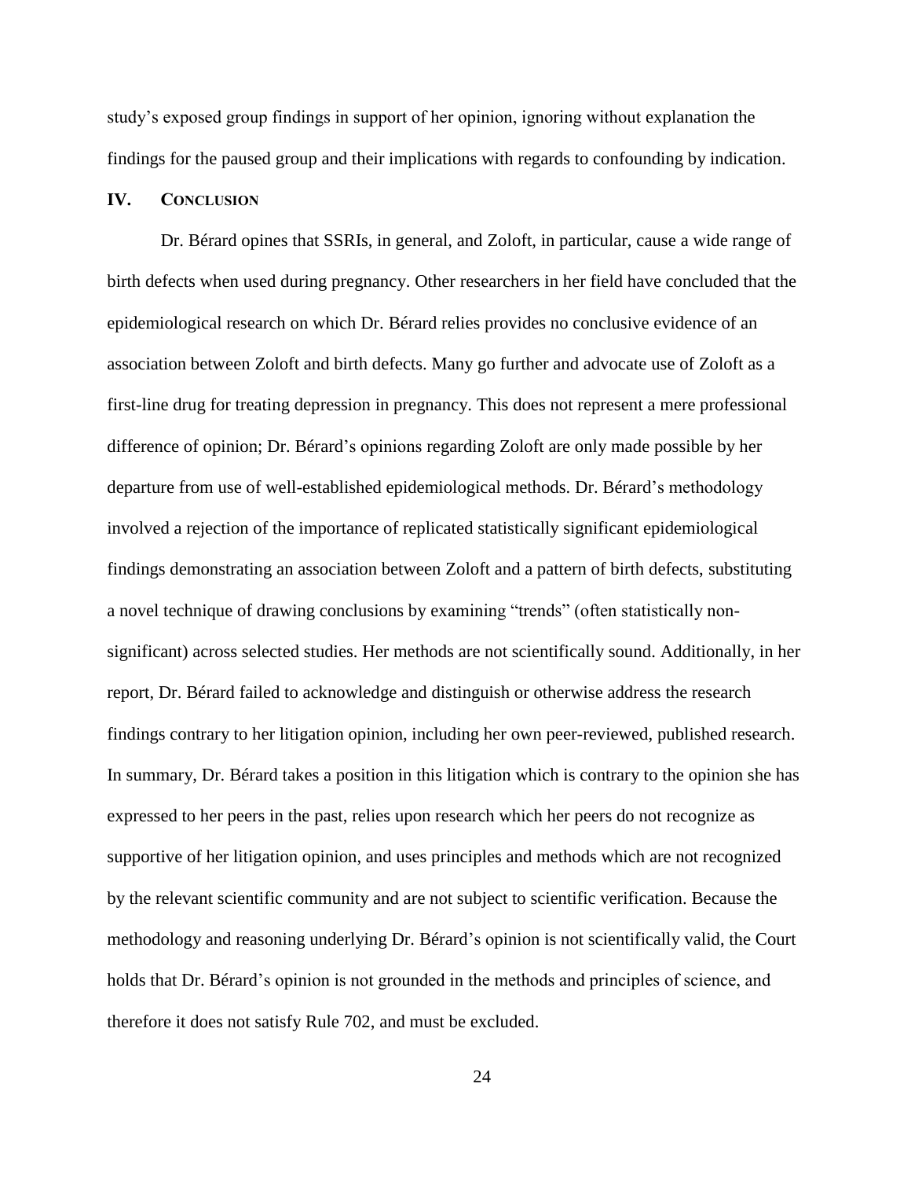study's exposed group findings in support of her opinion, ignoring without explanation the findings for the paused group and their implications with regards to confounding by indication.

## IV. CONCLUSION

Dr. Bérard opines that SSRIs, in general, and Zoloft, in particular, cause a wide range of birth defects when used during pregnancy. Other researchers in her field have concluded that the epidemiological research on which Dr. Bérard relies provides no conclusive evidence of an association between Zoloft and birth defects. Many go further and advocate use of Zoloft as a first-line drug for treating depression in pregnancy. This does not represent a mere professional difference of opinion; Dr. Bérard's opinions regarding Zoloft are only made possible by her departure from use of well-established epidemiological methods. Dr. Bérard's methodology involved a rejection of the importance of replicated statistically significant epidemiological findings demonstrating an association between Zoloft and a pattern of birth defects, substituting a novel technique of drawing conclusions by examining "trends" (often statistically non-significant) across selected studies. Her methods are not scientifically sound. Additionally, in her report, Dr. Bérard failed to acknowledge and distinguish or otherwise address the research findings contrary to her litigation opinion, including her own peer-reviewed, published research. In summary, Dr. Bérard takes a position in this litigation which is contrary to the opinion she has expressed to her peers in the past, relies upon research which her peers do not recognize as supportive of her litigation opinion, and uses principles and methods which are not recognized by the relevant scientific community and are not subject to scientific verification. Because the methodology and reasoning underlying Dr. Bérard's opinion is not scientifically valid, the Court holds that Dr. Bérard's opinion is not grounded in the methods and principles of science, and therefore it does not satisfy Rule 702, and must be excluded.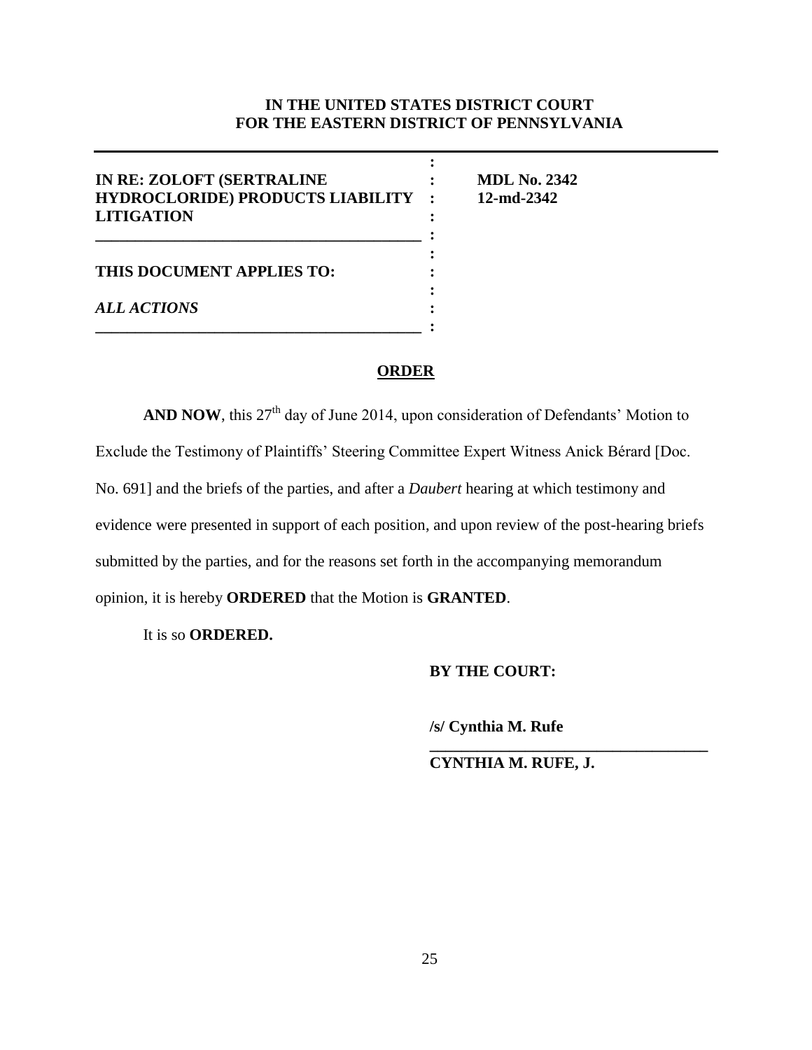**IN THE UNITED STATES DISTRICT COURT**
**FOR THE EASTERN DISTRICT OF PENNSYLVANIA**

| | | |
|---|---|---|
| **IN RE: ZOLOFT (SERTRALINE HYDROCLORIDE) PRODUCTS LIABILITY LITIGATION** | : | **MDL No. 2342** **12-md-2342** |
| **THIS DOCUMENT APPLIES TO:** | : | |
| ***ALL ACTIONS*** | : | |

**ORDER**

**AND NOW**, this 27th day of June 2014, upon consideration of Defendants' Motion to Exclude the Testimony of Plaintiffs' Steering Committee Expert Witness Anick Bérard [Doc. No. 691] and the briefs of the parties, and after a *Daubert* hearing at which testimony and evidence were presented in support of each position, and upon review of the post-hearing briefs submitted by the parties, and for the reasons set forth in the accompanying memorandum opinion, it is hereby **ORDERED** that the Motion is **GRANTED**.

It is so **ORDERED.**

**BY THE COURT:**

**/s/ Cynthia M. Rufe**

**CYNTHIA M. RUFE, J.**